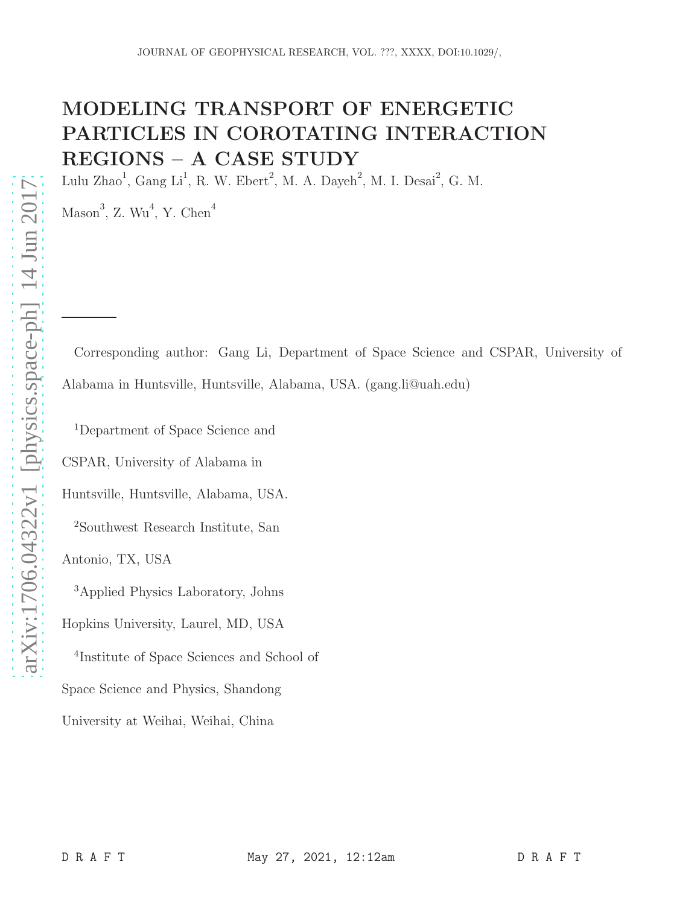# MODELING TRANSPORT OF ENERGETIC PARTICLES IN COROTATING INTERACTION REGIONS – A CASE STUDY

Lulu Zhao[1], Gang Li[1], R. W. Ebert[2], M. A. Dayeh[2], M. I. Desai[2], G. M. Mason[3], Z. Wu[4], Y. Chen[4]

---

Corresponding author: Gang Li, Department of Space Science and CSPAR, University of Alabama in Huntsville, Huntsville, Alabama, USA. (gang.li@uah.edu)

[1]Department of Space Science and CSPAR, University of Alabama in Huntsville, Huntsville, Alabama, USA.

[2]Southwest Research Institute, San Antonio, TX, USA

[3]Applied Physics Laboratory, Johns Hopkins University, Laurel, MD, USA

[4]Institute of Space Sciences and School of Space Science and Physics, Shandong University at Weihai, Weihai, China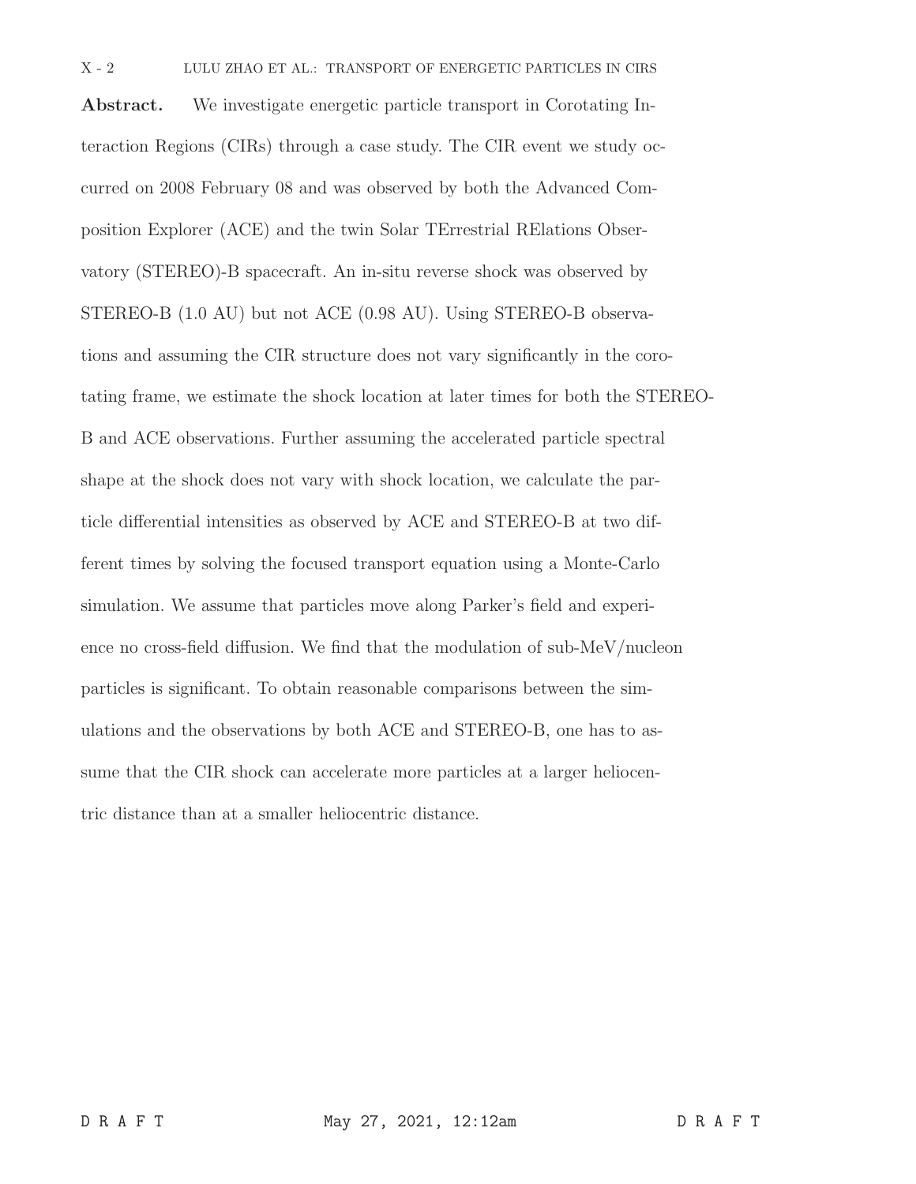**Abstract.** We investigate energetic particle transport in Corotating Interaction Regions (CIRs) through a case study. The CIR event we study occurred on 2008 February 08 and was observed by both the Advanced Composition Explorer (ACE) and the twin Solar TErrestrial RElations Observatory (STEREO)-B spacecraft. An in-situ reverse shock was observed by STEREO-B (1.0 AU) but not ACE (0.98 AU). Using STEREO-B observations and assuming the CIR structure does not vary significantly in the corotating frame, we estimate the shock location at later times for both the STEREO-B and ACE observations. Further assuming the accelerated particle spectral shape at the shock does not vary with shock location, we calculate the particle differential intensities as observed by ACE and STEREO-B at two different times by solving the focused transport equation using a Monte-Carlo simulation. We assume that particles move along Parker's field and experience no cross-field diffusion. We find that the modulation of sub-MeV/nucleon particles is significant. To obtain reasonable comparisons between the simulations and the observations by both ACE and STEREO-B, one has to assume that the CIR shock can accelerate more particles at a larger heliocentric distance than at a smaller heliocentric distance.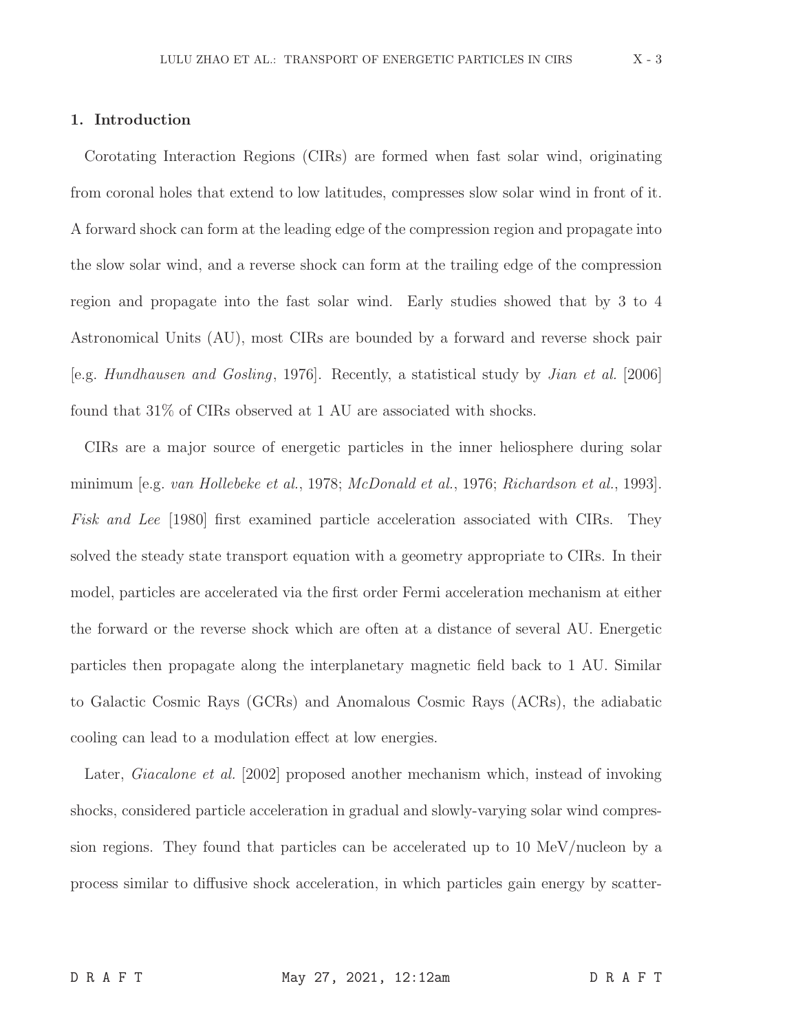## 1. Introduction

Corotating Interaction Regions (CIRs) are formed when fast solar wind, originating from coronal holes that extend to low latitudes, compresses slow solar wind in front of it. A forward shock can form at the leading edge of the compression region and propagate into the slow solar wind, and a reverse shock can form at the trailing edge of the compression region and propagate into the fast solar wind. Early studies showed that by 3 to 4 Astronomical Units (AU), most CIRs are bounded by a forward and reverse shock pair [e.g. *Hundhausen and Gosling*, 1976]. Recently, a statistical study by *Jian et al.* [2006] found that 31% of CIRs observed at 1 AU are associated with shocks.

CIRs are a major source of energetic particles in the inner heliosphere during solar minimum [e.g. *van Hollebeke et al.*, 1978; *McDonald et al.*, 1976; *Richardson et al.*, 1993]. *Fisk and Lee* [1980] first examined particle acceleration associated with CIRs. They solved the steady state transport equation with a geometry appropriate to CIRs. In their model, particles are accelerated via the first order Fermi acceleration mechanism at either the forward or the reverse shock which are often at a distance of several AU. Energetic particles then propagate along the interplanetary magnetic field back to 1 AU. Similar to Galactic Cosmic Rays (GCRs) and Anomalous Cosmic Rays (ACRs), the adiabatic cooling can lead to a modulation effect at low energies.

Later, *Giacalone et al.* [2002] proposed another mechanism which, instead of invoking shocks, considered particle acceleration in gradual and slowly-varying solar wind compression regions. They found that particles can be accelerated up to 10 MeV/nucleon by a process similar to diffusive shock acceleration, in which particles gain energy by scatter-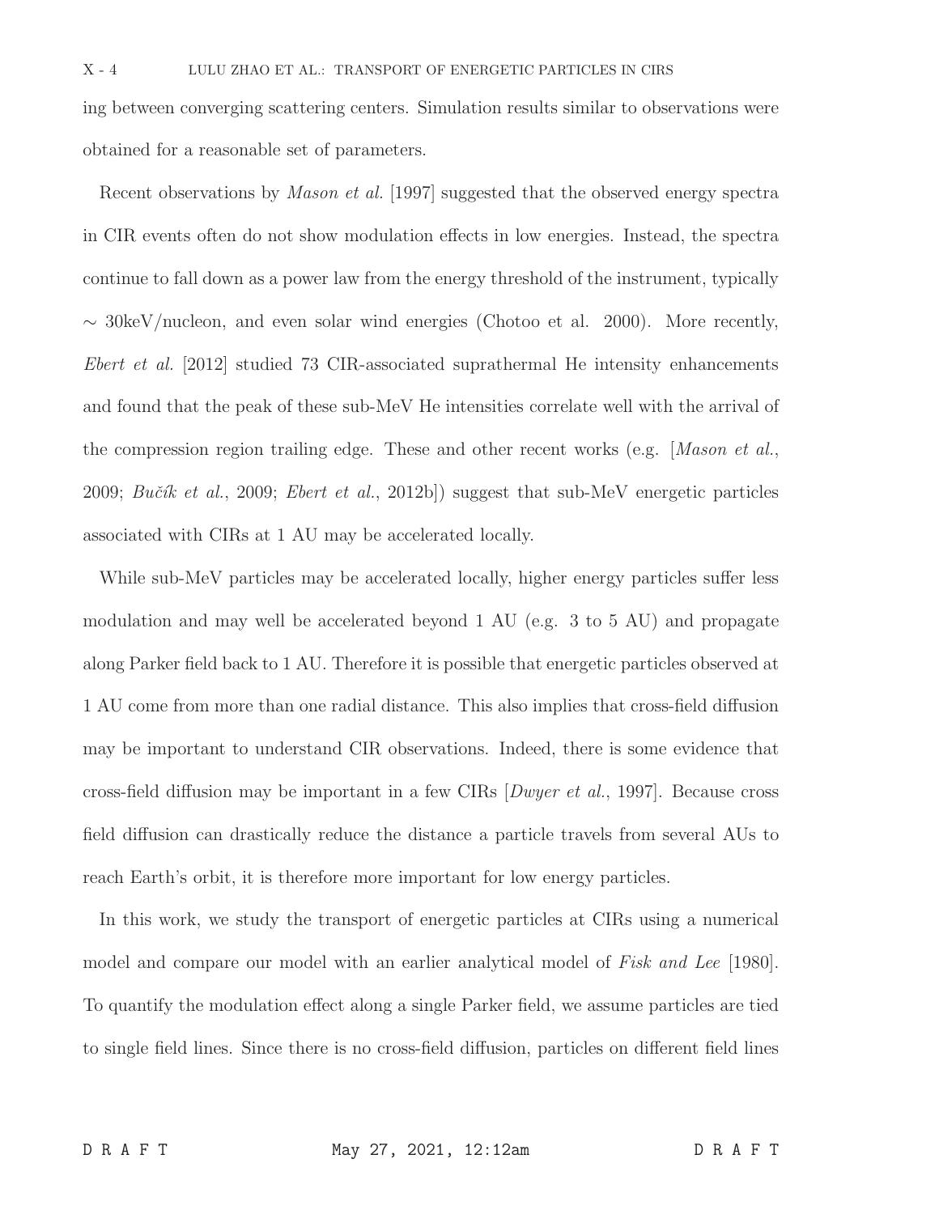ing between converging scattering centers. Simulation results similar to observations were obtained for a reasonable set of parameters.

Recent observations by *Mason et al.* [1997] suggested that the observed energy spectra in CIR events often do not show modulation effects in low energies. Instead, the spectra continue to fall down as a power law from the energy threshold of the instrument, typically $\sim$ 30keV/nucleon, and even solar wind energies (Chotoo et al. 2000). More recently, *Ebert et al.* [2012] studied 73 CIR-associated suprathermal He intensity enhancements and found that the peak of these sub-MeV He intensities correlate well with the arrival of the compression region trailing edge. These and other recent works (e.g. [*Mason et al.*, 2009; *Bučík et al.*, 2009; *Ebert et al.*, 2012b]) suggest that sub-MeV energetic particles associated with CIRs at 1 AU may be accelerated locally.

While sub-MeV particles may be accelerated locally, higher energy particles suffer less modulation and may well be accelerated beyond 1 AU (e.g. 3 to 5 AU) and propagate along Parker field back to 1 AU. Therefore it is possible that energetic particles observed at 1 AU come from more than one radial distance. This also implies that cross-field diffusion may be important to understand CIR observations. Indeed, there is some evidence that cross-field diffusion may be important in a few CIRs [*Dwyer et al.*, 1997]. Because cross field diffusion can drastically reduce the distance a particle travels from several AUs to reach Earth's orbit, it is therefore more important for low energy particles.

In this work, we study the transport of energetic particles at CIRs using a numerical model and compare our model with an earlier analytical model of *Fisk and Lee* [1980]. To quantify the modulation effect along a single Parker field, we assume particles are tied to single field lines. Since there is no cross-field diffusion, particles on different field lines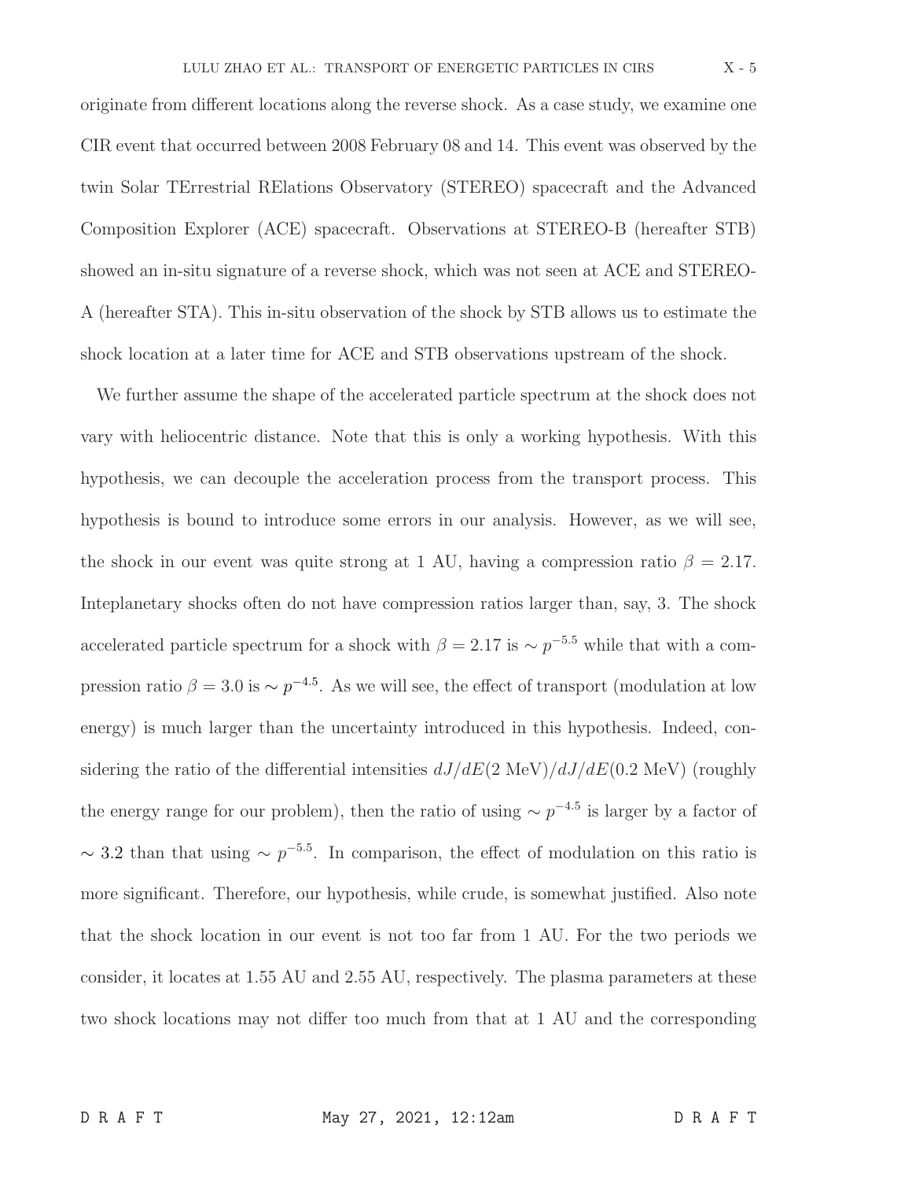originate from different locations along the reverse shock. As a case study, we examine one CIR event that occurred between 2008 February 08 and 14. This event was observed by the twin Solar TErrestrial RElations Observatory (STEREO) spacecraft and the Advanced Composition Explorer (ACE) spacecraft. Observations at STEREO-B (hereafter STB) showed an in-situ signature of a reverse shock, which was not seen at ACE and STEREO-A (hereafter STA). This in-situ observation of the shock by STB allows us to estimate the shock location at a later time for ACE and STB observations upstream of the shock.

We further assume the shape of the accelerated particle spectrum at the shock does not vary with heliocentric distance. Note that this is only a working hypothesis. With this hypothesis, we can decouple the acceleration process from the transport process. This hypothesis is bound to introduce some errors in our analysis. However, as we will see, the shock in our event was quite strong at 1 AU, having a compression ratio $\beta = 2.17$. Inteplanetary shocks often do not have compression ratios larger than, say, 3. The shock accelerated particle spectrum for a shock with $\beta = 2.17$ is $\sim p^{-5.5}$ while that with a compression ratio $\beta = 3.0$ is $\sim p^{-4.5}$. As we will see, the effect of transport (modulation at low energy) is much larger than the uncertainty introduced in this hypothesis. Indeed, considering the ratio of the differential intensities $dJ/dE(2\ \mathrm{MeV})/dJ/dE(0.2\ \mathrm{MeV})$ (roughly the energy range for our problem), then the ratio of using $\sim p^{-4.5}$ is larger by a factor of $\sim 3.2$ than that using $\sim p^{-5.5}$. In comparison, the effect of modulation on this ratio is more significant. Therefore, our hypothesis, while crude, is somewhat justified. Also note that the shock location in our event is not too far from 1 AU. For the two periods we consider, it locates at 1.55 AU and 2.55 AU, respectively. The plasma parameters at these two shock locations may not differ too much from that at 1 AU and the corresponding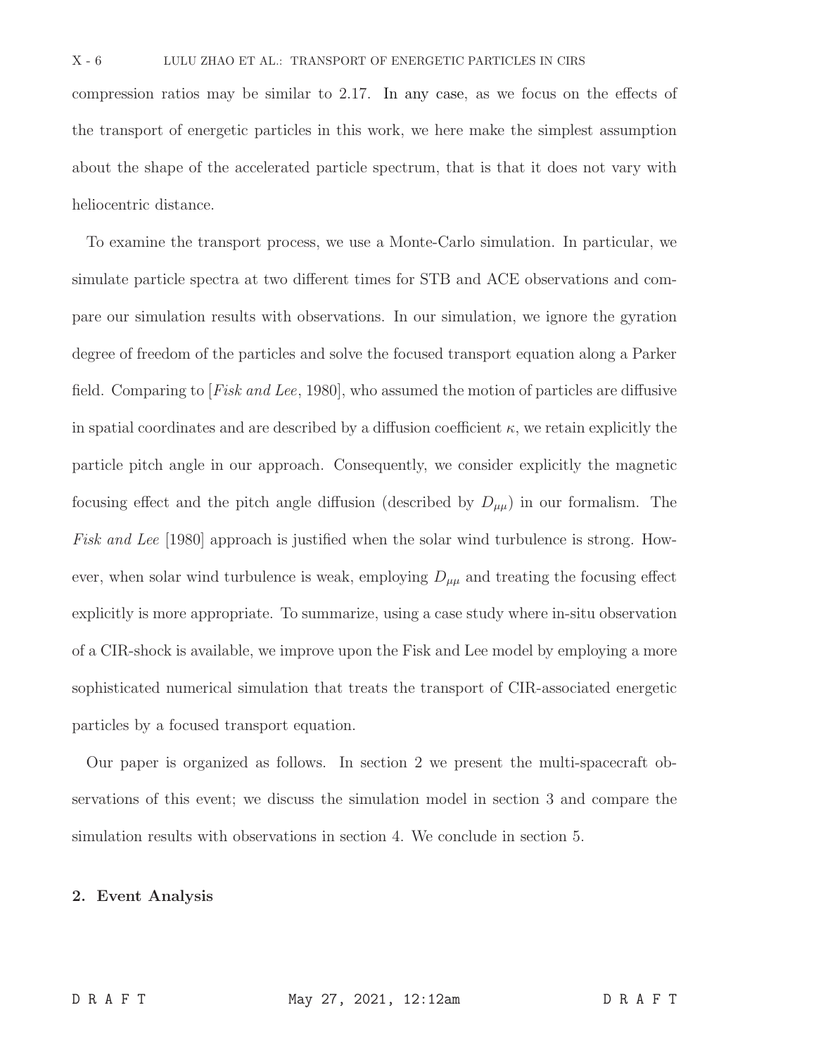compression ratios may be similar to 2.17. In any case, as we focus on the effects of the transport of energetic particles in this work, we here make the simplest assumption about the shape of the accelerated particle spectrum, that is that it does not vary with heliocentric distance.

To examine the transport process, we use a Monte-Carlo simulation. In particular, we simulate particle spectra at two different times for STB and ACE observations and compare our simulation results with observations. In our simulation, we ignore the gyration degree of freedom of the particles and solve the focused transport equation along a Parker field. Comparing to [*Fisk and Lee*, 1980], who assumed the motion of particles are diffusive in spatial coordinates and are described by a diffusion coefficient $\kappa$, we retain explicitly the particle pitch angle in our approach. Consequently, we consider explicitly the magnetic focusing effect and the pitch angle diffusion (described by $D_{\mu\mu}$) in our formalism. The *Fisk and Lee* [1980] approach is justified when the solar wind turbulence is strong. However, when solar wind turbulence is weak, employing $D_{\mu\mu}$ and treating the focusing effect explicitly is more appropriate. To summarize, using a case study where in-situ observation of a CIR-shock is available, we improve upon the Fisk and Lee model by employing a more sophisticated numerical simulation that treats the transport of CIR-associated energetic particles by a focused transport equation.

Our paper is organized as follows. In section 2 we present the multi-spacecraft observations of this event; we discuss the simulation model in section 3 and compare the simulation results with observations in section 4. We conclude in section 5.

## 2. Event Analysis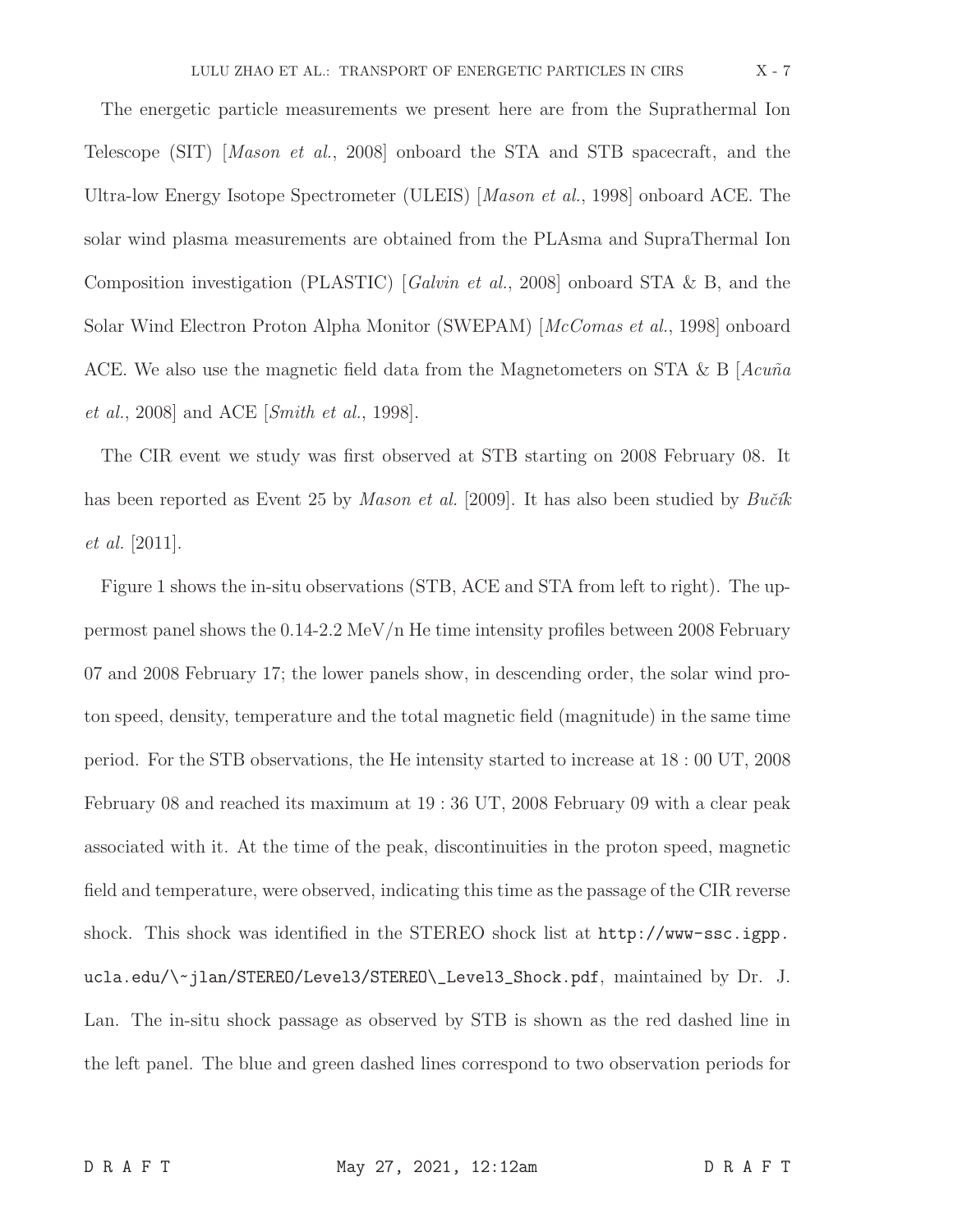The energetic particle measurements we present here are from the Suprathermal Ion Telescope (SIT) [*Mason et al.*, 2008] onboard the STA and STB spacecraft, and the Ultra-low Energy Isotope Spectrometer (ULEIS) [*Mason et al.*, 1998] onboard ACE. The solar wind plasma measurements are obtained from the PLAsma and SupraThermal Ion Composition investigation (PLASTIC) [*Galvin et al.*, 2008] onboard STA & B, and the Solar Wind Electron Proton Alpha Monitor (SWEPAM) [*McComas et al.*, 1998] onboard ACE. We also use the magnetic field data from the Magnetometers on STA & B [*Acuña et al.*, 2008] and ACE [*Smith et al.*, 1998].

The CIR event we study was first observed at STB starting on 2008 February 08. It has been reported as Event 25 by *Mason et al.* [2009]. It has also been studied by *Bučík et al.* [2011].

Figure 1 shows the in-situ observations (STB, ACE and STA from left to right). The uppermost panel shows the 0.14-2.2 MeV/n He time intensity profiles between 2008 February 07 and 2008 February 17; the lower panels show, in descending order, the solar wind proton speed, density, temperature and the total magnetic field (magnitude) in the same time period. For the STB observations, the He intensity started to increase at 18 : 00 UT, 2008 February 08 and reached its maximum at 19 : 36 UT, 2008 February 09 with a clear peak associated with it. At the time of the peak, discontinuities in the proton speed, magnetic field and temperature, were observed, indicating this time as the passage of the CIR reverse shock. This shock was identified in the STEREO shock list at `http://www-ssc.igpp.ucla.edu/\~jlan/STEREO/Level3/STEREO\_Level3_Shock.pdf`, maintained by Dr. J. Lan. The in-situ shock passage as observed by STB is shown as the red dashed line in the left panel. The blue and green dashed lines correspond to two observation periods for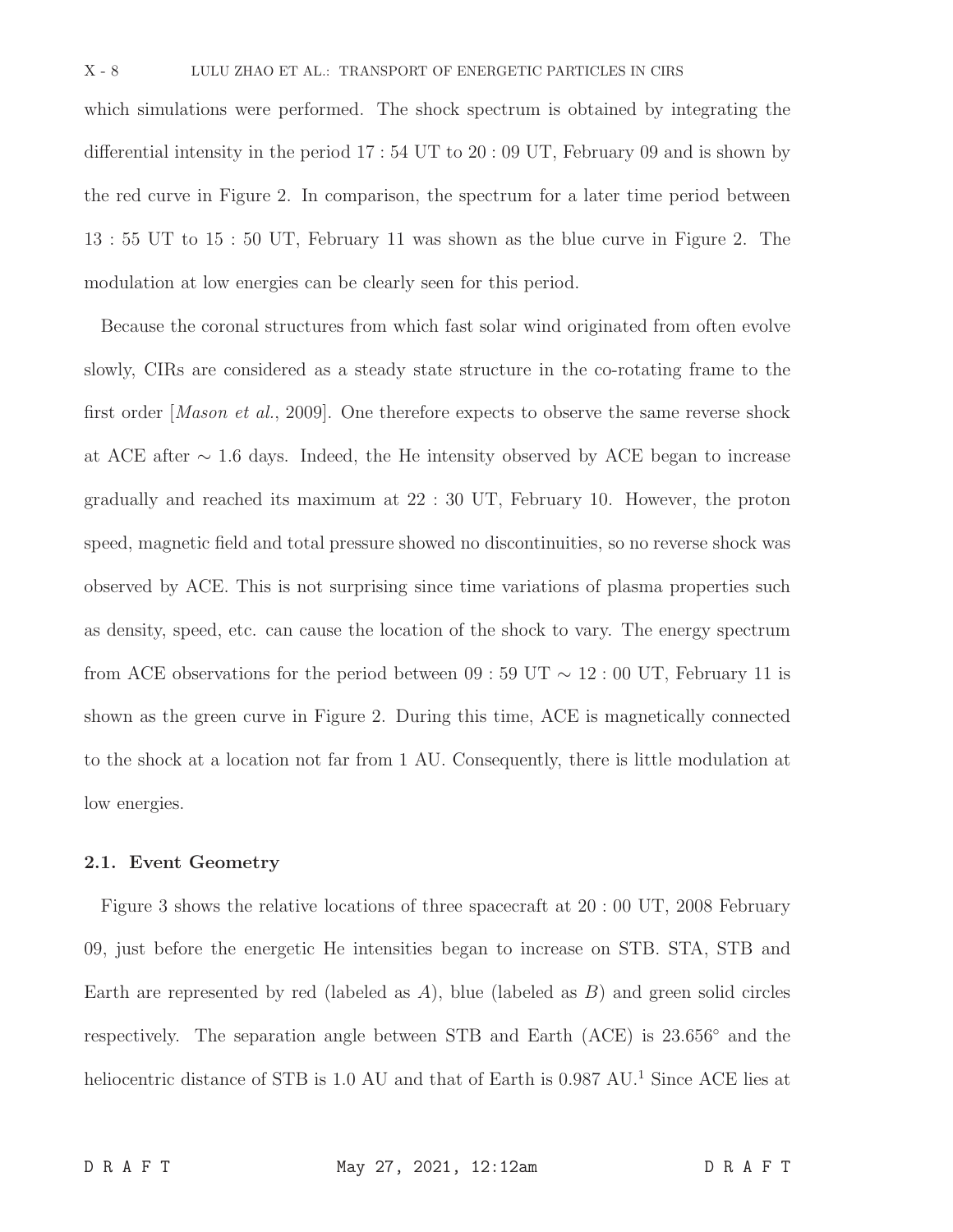which simulations were performed. The shock spectrum is obtained by integrating the differential intensity in the period 17 : 54 UT to 20 : 09 UT, February 09 and is shown by the red curve in Figure 2. In comparison, the spectrum for a later time period between 13 : 55 UT to 15 : 50 UT, February 11 was shown as the blue curve in Figure 2. The modulation at low energies can be clearly seen for this period.

Because the coronal structures from which fast solar wind originated from often evolve slowly, CIRs are considered as a steady state structure in the co-rotating frame to the first order [*Mason et al.*, 2009]. One therefore expects to observe the same reverse shock at ACE after $\sim 1.6$ days. Indeed, the He intensity observed by ACE began to increase gradually and reached its maximum at 22 : 30 UT, February 10. However, the proton speed, magnetic field and total pressure showed no discontinuities, so no reverse shock was observed by ACE. This is not surprising since time variations of plasma properties such as density, speed, etc. can cause the location of the shock to vary. The energy spectrum from ACE observations for the period between 09 : 59 UT $\sim$ 12 : 00 UT, February 11 is shown as the green curve in Figure 2. During this time, ACE is magnetically connected to the shock at a location not far from 1 AU. Consequently, there is little modulation at low energies.

### 2.1. Event Geometry

Figure 3 shows the relative locations of three spacecraft at 20 : 00 UT, 2008 February 09, just before the energetic He intensities began to increase on STB. STA, STB and Earth are represented by red (labeled as $A$), blue (labeled as $B$) and green solid circles respectively. The separation angle between STB and Earth (ACE) is $23.656^{\circ}$ and the heliocentric distance of STB is 1.0 AU and that of Earth is 0.987 AU.[1] Since ACE lies at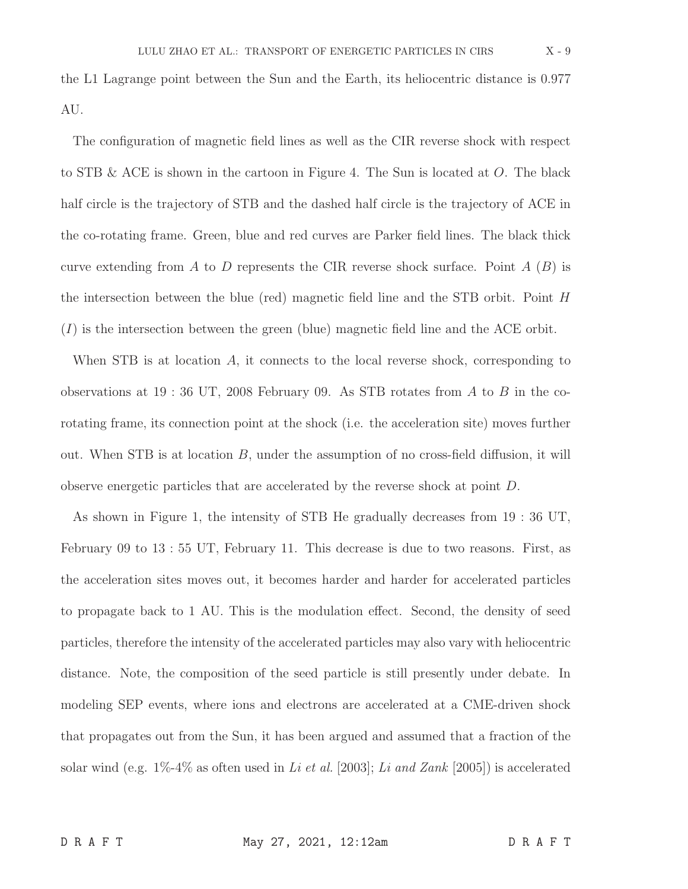the L1 Lagrange point between the Sun and the Earth, its heliocentric distance is 0.977 AU.

The configuration of magnetic field lines as well as the CIR reverse shock with respect to STB & ACE is shown in the cartoon in Figure 4. The Sun is located at $O$. The black half circle is the trajectory of STB and the dashed half circle is the trajectory of ACE in the co-rotating frame. Green, blue and red curves are Parker field lines. The black thick curve extending from $A$ to $D$ represents the CIR reverse shock surface. Point $A$ ($B$) is the intersection between the blue (red) magnetic field line and the STB orbit. Point $H$ ($I$) is the intersection between the green (blue) magnetic field line and the ACE orbit.

When STB is at location $A$, it connects to the local reverse shock, corresponding to observations at 19 : 36 UT, 2008 February 09. As STB rotates from $A$ to $B$ in the co-rotating frame, its connection point at the shock (i.e. the acceleration site) moves further out. When STB is at location $B$, under the assumption of no cross-field diffusion, it will observe energetic particles that are accelerated by the reverse shock at point $D$.

As shown in Figure 1, the intensity of STB He gradually decreases from 19 : 36 UT, February 09 to 13 : 55 UT, February 11. This decrease is due to two reasons. First, as the acceleration sites moves out, it becomes harder and harder for accelerated particles to propagate back to 1 AU. This is the modulation effect. Second, the density of seed particles, therefore the intensity of the accelerated particles may also vary with heliocentric distance. Note, the composition of the seed particle is still presently under debate. In modeling SEP events, where ions and electrons are accelerated at a CME-driven shock that propagates out from the Sun, it has been argued and assumed that a fraction of the solar wind (e.g. 1%-4% as often used in *Li et al.* [2003]; *Li and Zank* [2005]) is accelerated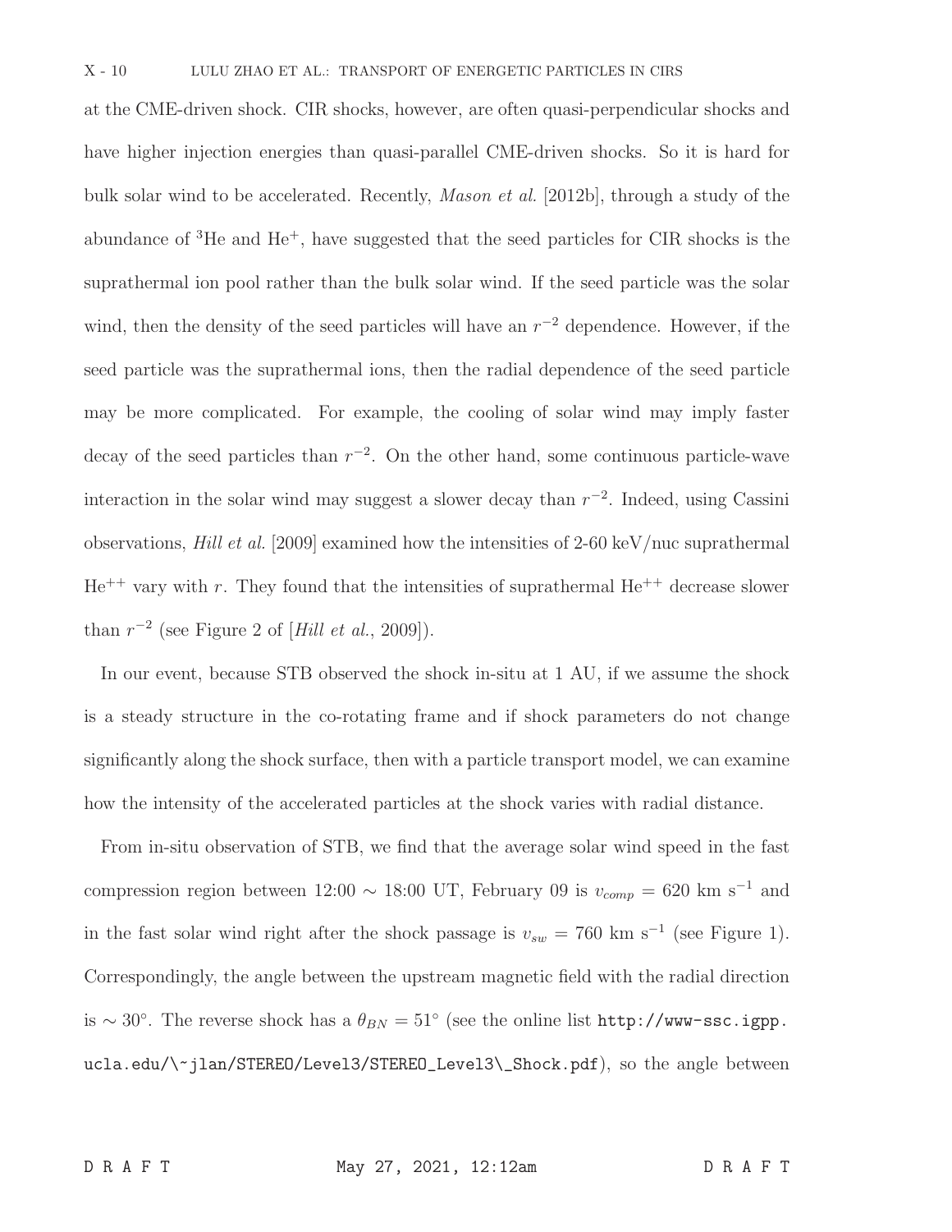at the CME-driven shock. CIR shocks, however, are often quasi-perpendicular shocks and have higher injection energies than quasi-parallel CME-driven shocks. So it is hard for bulk solar wind to be accelerated. Recently, *Mason et al.* [2012b], through a study of the abundance of $^3$He and He$^+$, have suggested that the seed particles for CIR shocks is the suprathermal ion pool rather than the bulk solar wind. If the seed particle was the solar wind, then the density of the seed particles will have an $r^{-2}$ dependence. However, if the seed particle was the suprathermal ions, then the radial dependence of the seed particle may be more complicated. For example, the cooling of solar wind may imply faster decay of the seed particles than $r^{-2}$. On the other hand, some continuous particle-wave interaction in the solar wind may suggest a slower decay than $r^{-2}$. Indeed, using Cassini observations, *Hill et al.* [2009] examined how the intensities of 2-60 keV/nuc suprathermal He$^{++}$ vary with $r$. They found that the intensities of suprathermal He$^{++}$ decrease slower than $r^{-2}$ (see Figure 2 of [*Hill et al.*, 2009]).

In our event, because STB observed the shock in-situ at 1 AU, if we assume the shock is a steady structure in the co-rotating frame and if shock parameters do not change significantly along the shock surface, then with a particle transport model, we can examine how the intensity of the accelerated particles at the shock varies with radial distance.

From in-situ observation of STB, we find that the average solar wind speed in the fast compression region between 12:00 $\sim$ 18:00 UT, February 09 is $v_{comp} = 620$ km s$^{-1}$ and in the fast solar wind right after the shock passage is $v_{sw} = 760$ km s$^{-1}$ (see Figure 1). Correspondingly, the angle between the upstream magnetic field with the radial direction is $\sim 30^\circ$. The reverse shock has a $\theta_{BN} = 51^\circ$ (see the online list `http://www-ssc.igpp.ucla.edu/\~jlan/STEREO/Level3/STEREO_Level3\_Shock.pdf`), so the angle between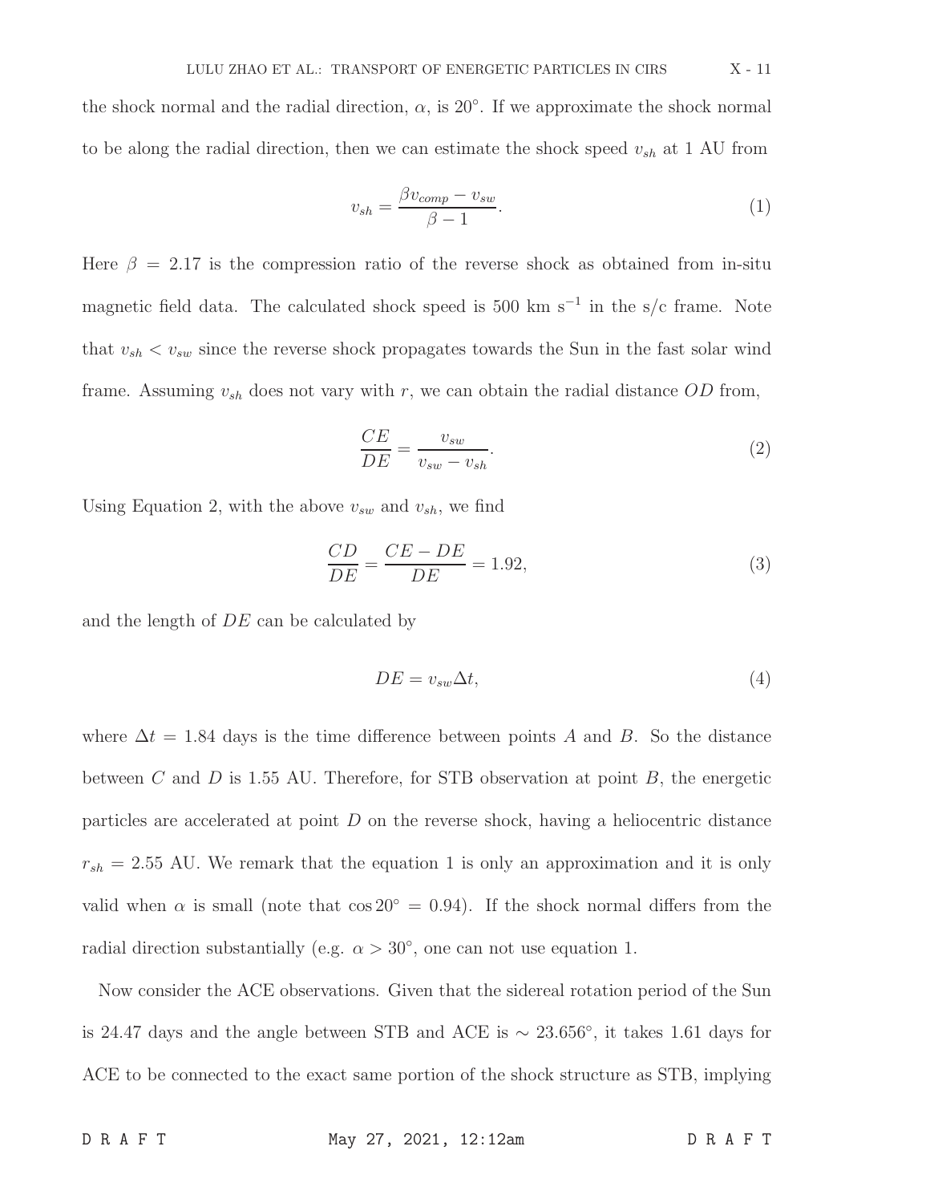the shock normal and the radial direction, $\alpha$, is $20^\circ$. If we approximate the shock normal to be along the radial direction, then we can estimate the shock speed $v_{sh}$ at 1 AU from

$$v_{sh} = \frac{\beta v_{comp} - v_{sw}}{\beta - 1}. \tag{1}$$

Here $\beta = 2.17$ is the compression ratio of the reverse shock as obtained from in-situ magnetic field data. The calculated shock speed is 500 km s$^{-1}$ in the s/c frame. Note that $v_{sh} < v_{sw}$ since the reverse shock propagates towards the Sun in the fast solar wind frame. Assuming $v_{sh}$ does not vary with $r$, we can obtain the radial distance $OD$ from,

$$\frac{CE}{DE} = \frac{v_{sw}}{v_{sw} - v_{sh}}. \tag{2}$$

Using Equation 2, with the above $v_{sw}$ and $v_{sh}$, we find

$$\frac{CD}{DE} = \frac{CE - DE}{DE} = 1.92, \tag{3}$$

and the length of $DE$ can be calculated by

$$DE = v_{sw} \Delta t, \tag{4}$$

where $\Delta t = 1.84$ days is the time difference between points $A$ and $B$. So the distance between $C$ and $D$ is 1.55 AU. Therefore, for STB observation at point $B$, the energetic particles are accelerated at point $D$ on the reverse shock, having a heliocentric distance $r_{sh} = 2.55$ AU. We remark that the equation 1 is only an approximation and it is only valid when $\alpha$ is small (note that $\cos 20^\circ = 0.94$). If the shock normal differs from the radial direction substantially (e.g. $\alpha > 30^\circ$, one can not use equation 1.

Now consider the ACE observations. Given that the sidereal rotation period of the Sun is 24.47 days and the angle between STB and ACE is $\sim 23.656^\circ$, it takes 1.61 days for ACE to be connected to the exact same portion of the shock structure as STB, implying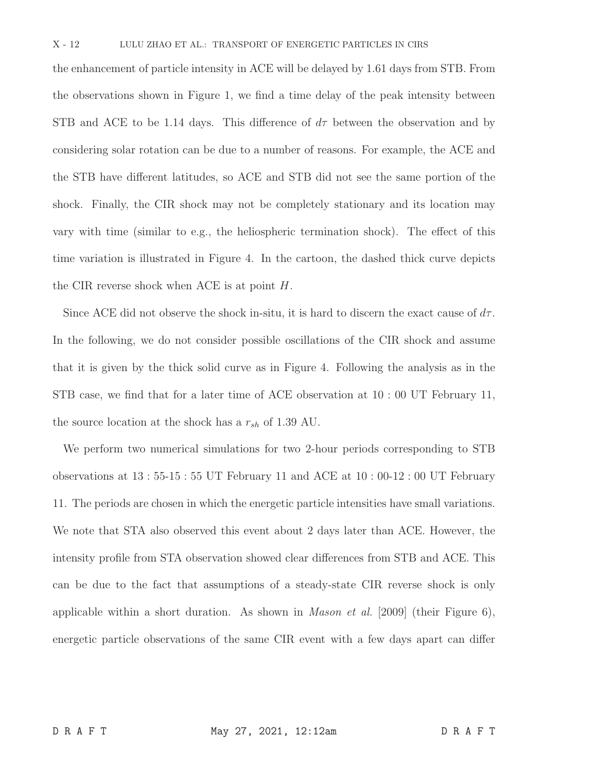the enhancement of particle intensity in ACE will be delayed by 1.61 days from STB. From the observations shown in Figure 1, we find a time delay of the peak intensity between STB and ACE to be 1.14 days. This difference of $d\tau$ between the observation and by considering solar rotation can be due to a number of reasons. For example, the ACE and the STB have different latitudes, so ACE and STB did not see the same portion of the shock. Finally, the CIR shock may not be completely stationary and its location may vary with time (similar to e.g., the heliospheric termination shock). The effect of this time variation is illustrated in Figure 4. In the cartoon, the dashed thick curve depicts the CIR reverse shock when ACE is at point $H$.

Since ACE did not observe the shock in-situ, it is hard to discern the exact cause of $d\tau$. In the following, we do not consider possible oscillations of the CIR shock and assume that it is given by the thick solid curve as in Figure 4. Following the analysis as in the STB case, we find that for a later time of ACE observation at 10 : 00 UT February 11, the source location at the shock has a $r_{sh}$ of 1.39 AU.

We perform two numerical simulations for two 2-hour periods corresponding to STB observations at 13 : 55-15 : 55 UT February 11 and ACE at 10 : 00-12 : 00 UT February 11. The periods are chosen in which the energetic particle intensities have small variations. We note that STA also observed this event about 2 days later than ACE. However, the intensity profile from STA observation showed clear differences from STB and ACE. This can be due to the fact that assumptions of a steady-state CIR reverse shock is only applicable within a short duration. As shown in *Mason et al.* [2009] (their Figure 6), energetic particle observations of the same CIR event with a few days apart can differ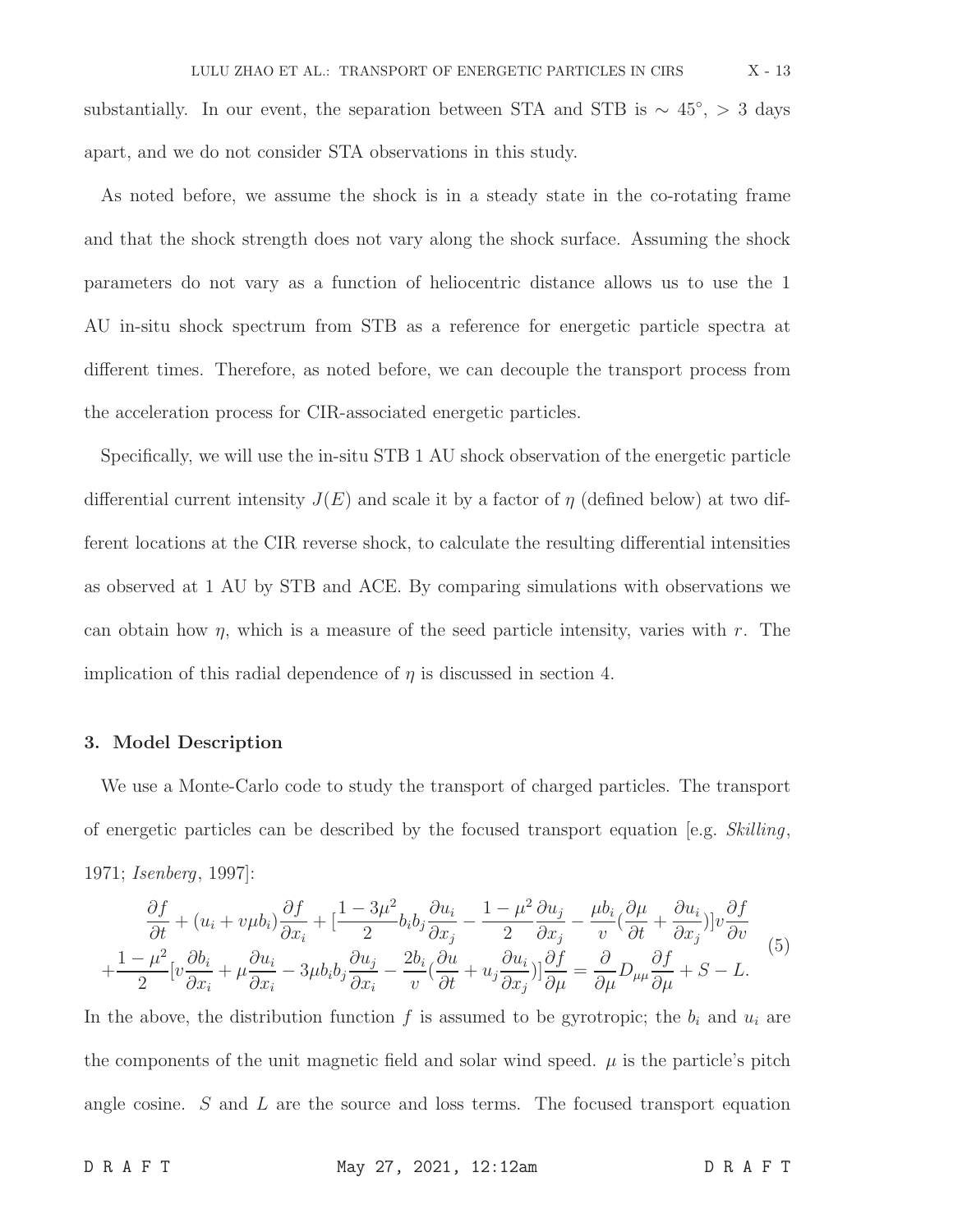substantially. In our event, the separation between STA and STB is $\sim 45^{\circ}$, $> 3$ days apart, and we do not consider STA observations in this study.

As noted before, we assume the shock is in a steady state in the co-rotating frame and that the shock strength does not vary along the shock surface. Assuming the shock parameters do not vary as a function of heliocentric distance allows us to use the 1 AU in-situ shock spectrum from STB as a reference for energetic particle spectra at different times. Therefore, as noted before, we can decouple the transport process from the acceleration process for CIR-associated energetic particles.

Specifically, we will use the in-situ STB 1 AU shock observation of the energetic particle differential current intensity $J(E)$ and scale it by a factor of $\eta$ (defined below) at two different locations at the CIR reverse shock, to calculate the resulting differential intensities as observed at 1 AU by STB and ACE. By comparing simulations with observations we can obtain how $\eta$, which is a measure of the seed particle intensity, varies with $r$. The implication of this radial dependence of $\eta$ is discussed in section 4.

## 3. Model Description

We use a Monte-Carlo code to study the transport of charged particles. The transport of energetic particles can be described by the focused transport equation [e.g. *Skilling*, 1971; *Isenberg*, 1997]:

$$
\begin{aligned}
&\frac{\partial f}{\partial t} + (u_i + v\mu b_i)\frac{\partial f}{\partial x_i} + [\frac{1-3\mu^2}{2} b_i b_j \frac{\partial u_i}{\partial x_j} - \frac{1-\mu^2}{2}\frac{\partial u_j}{\partial x_j} - \frac{\mu b_i}{v}(\frac{\partial \mu}{\partial t} + \frac{\partial u_i}{\partial x_j})] v \frac{\partial f}{\partial v} \\
&+ \frac{1-\mu^2}{2}[v\frac{\partial b_i}{\partial x_i} + \mu \frac{\partial u_i}{\partial x_i} - 3\mu b_i b_j \frac{\partial u_j}{\partial x_i} - \frac{2b_i}{v}(\frac{\partial u}{\partial t} + u_j \frac{\partial u_i}{\partial x_j})]\frac{\partial f}{\partial \mu} = \frac{\partial}{\partial \mu} D_{\mu\mu} \frac{\partial f}{\partial \mu} + S - L.
\end{aligned} \tag{5}
$$

In the above, the distribution function $f$ is assumed to be gyrotropic; the $b_i$ and $u_i$ are the components of the unit magnetic field and solar wind speed. $\mu$ is the particle's pitch angle cosine. $S$ and $L$ are the source and loss terms. The focused transport equation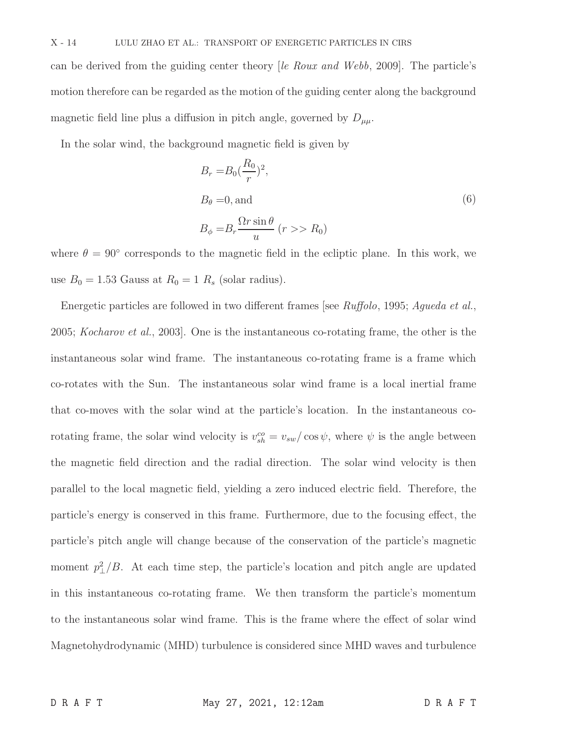can be derived from the guiding center theory [*le Roux and Webb*, 2009]. The particle's motion therefore can be regarded as the motion of the guiding center along the background magnetic field line plus a diffusion in pitch angle, governed by $D_{\mu\mu}$.

In the solar wind, the background magnetic field is given by

$$
\begin{aligned}
B_r &= B_0(\frac{R_0}{r})^2, \\
B_\theta &= 0, \text{and} \\
B_\phi &= B_r \frac{\Omega r \sin\theta}{u} \; (r >> R_0)
\end{aligned}
\tag{6}
$$

where $\theta = 90^\circ$ corresponds to the magnetic field in the ecliptic plane. In this work, we use $B_0 = 1.53$ Gauss at $R_0 = 1\ R_s$ (solar radius).

Energetic particles are followed in two different frames [see *Ruffolo*, 1995; *Agueda et al.*, 2005; *Kocharov et al.*, 2003]. One is the instantaneous co-rotating frame, the other is the instantaneous solar wind frame. The instantaneous co-rotating frame is a frame which co-rotates with the Sun. The instantaneous solar wind frame is a local inertial frame that co-moves with the solar wind at the particle's location. In the instantaneous co-rotating frame, the solar wind velocity is $v_{sh}^{co} = v_{sw}/\cos\psi$, where $\psi$ is the angle between the magnetic field direction and the radial direction. The solar wind velocity is then parallel to the local magnetic field, yielding a zero induced electric field. Therefore, the particle's energy is conserved in this frame. Furthermore, due to the focusing effect, the particle's pitch angle will change because of the conservation of the particle's magnetic moment $p_\perp^2/B$. At each time step, the particle's location and pitch angle are updated in this instantaneous co-rotating frame. We then transform the particle's momentum to the instantaneous solar wind frame. This is the frame where the effect of solar wind Magnetohydrodynamic (MHD) turbulence is considered since MHD waves and turbulence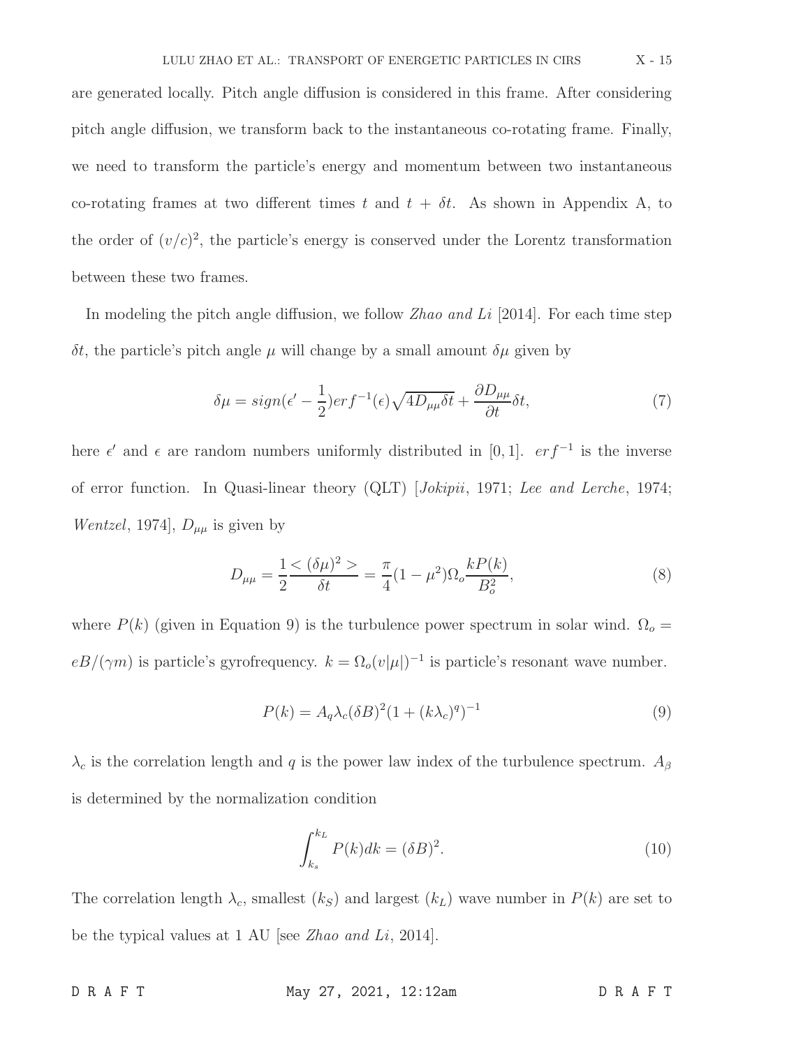are generated locally. Pitch angle diffusion is considered in this frame. After considering pitch angle diffusion, we transform back to the instantaneous co-rotating frame. Finally, we need to transform the particle's energy and momentum between two instantaneous co-rotating frames at two different times $t$ and $t + \delta t$. As shown in Appendix A, to the order of $(v/c)^2$, the particle's energy is conserved under the Lorentz transformation between these two frames.

In modeling the pitch angle diffusion, we follow *Zhao and Li* [2014]. For each time step $\delta t$, the particle's pitch angle $\mu$ will change by a small amount $\delta\mu$ given by

$$\delta\mu = sign(\epsilon' - \frac{1}{2}) erf^{-1}(\epsilon)\sqrt{4D_{\mu\mu}\delta t} + \frac{\partial D_{\mu\mu}}{\partial t}\delta t, \tag{7}$$

here $\epsilon'$ and $\epsilon$ are random numbers uniformly distributed in $[0, 1]$. $erf^{-1}$ is the inverse of error function. In Quasi-linear theory (QLT) [*Jokipii*, 1971; *Lee and Lerche*, 1974; *Wentzel*, 1974], $D_{\mu\mu}$ is given by

$$D_{\mu\mu} = \frac{1}{2}\frac{<(\delta\mu)^2>}{\delta t} = \frac{\pi}{4}(1-\mu^2)\Omega_o \frac{kP(k)}{B_o^2}, \tag{8}$$

where $P(k)$ (given in Equation 9) is the turbulence power spectrum in solar wind. $\Omega_o = eB/(\gamma m)$ is particle's gyrofrequency. $k = \Omega_o(v|\mu|)^{-1}$ is particle's resonant wave number.

$$P(k) = A_q \lambda_c (\delta B)^2 (1 + (k\lambda_c)^q)^{-1} \tag{9}$$

$\lambda_c$ is the correlation length and $q$ is the power law index of the turbulence spectrum. $A_\beta$ is determined by the normalization condition

$$\int_{k_s}^{k_L} P(k)dk = (\delta B)^2. \tag{10}$$

The correlation length $\lambda_c$, smallest ($k_S$) and largest ($k_L$) wave number in $P(k)$ are set to be the typical values at 1 AU [see *Zhao and Li*, 2014].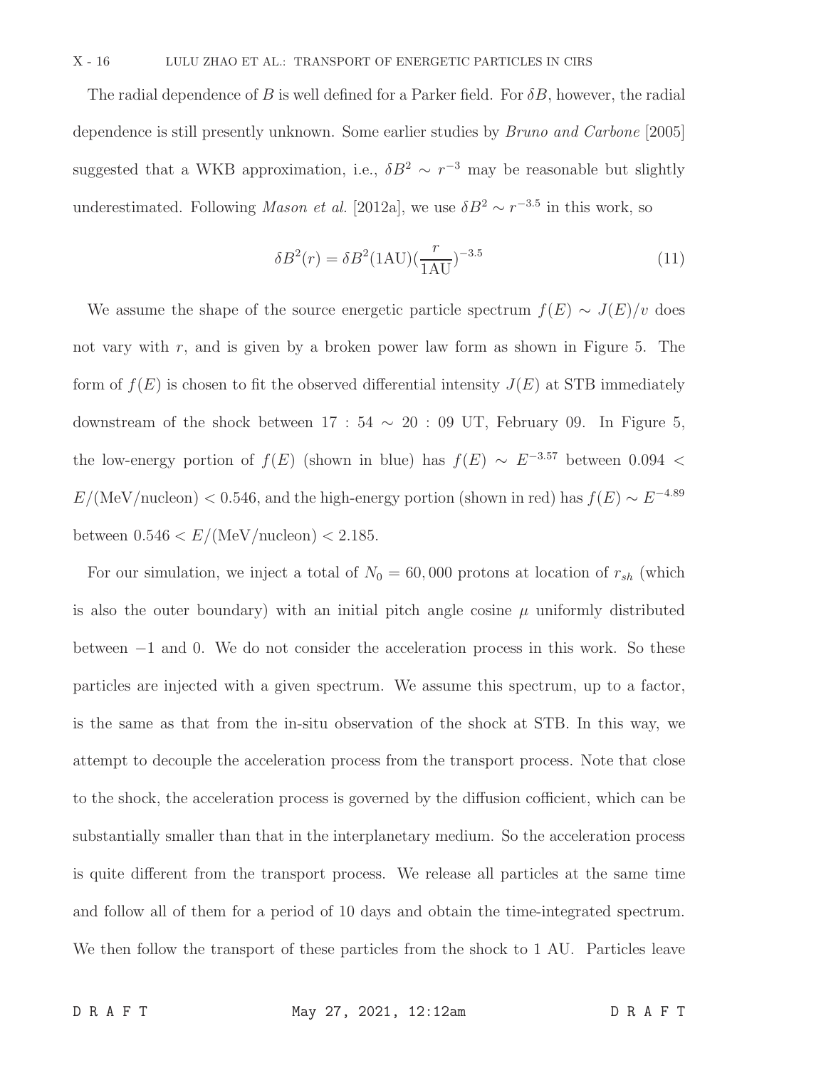The radial dependence of $B$ is well defined for a Parker field. For $\delta B$, however, the radial dependence is still presently unknown. Some earlier studies by *Bruno and Carbone* [2005] suggested that a WKB approximation, i.e., $\delta B^2 \sim r^{-3}$ may be reasonable but slightly underestimated. Following *Mason et al.* [2012a], we use $\delta B^2 \sim r^{-3.5}$ in this work, so

$$\delta B^2(r) = \delta B^2(1\mathrm{AU})(\frac{r}{1\mathrm{AU}})^{-3.5} \tag{11}$$

We assume the shape of the source energetic particle spectrum $f(E) \sim J(E)/v$ does not vary with $r$, and is given by a broken power law form as shown in Figure 5. The form of $f(E)$ is chosen to fit the observed differential intensity $J(E)$ at STB immediately downstream of the shock between 17 : 54 $\sim$ 20 : 09 UT, February 09. In Figure 5, the low-energy portion of $f(E)$ (shown in blue) has $f(E) \sim E^{-3.57}$ between $0.094 < E/(\mathrm{MeV/nucleon}) < 0.546$, and the high-energy portion (shown in red) has $f(E) \sim E^{-4.89}$ between $0.546 < E/(\mathrm{MeV/nucleon}) < 2.185$.

For our simulation, we inject a total of $N_0 = 60,000$ protons at location of $r_{sh}$ (which is also the outer boundary) with an initial pitch angle cosine $\mu$ uniformly distributed between $-1$ and 0. We do not consider the acceleration process in this work. So these particles are injected with a given spectrum. We assume this spectrum, up to a factor, is the same as that from the in-situ observation of the shock at STB. In this way, we attempt to decouple the acceleration process from the transport process. Note that close to the shock, the acceleration process is governed by the diffusion coefficient, which can be substantially smaller than that in the interplanetary medium. So the acceleration process is quite different from the transport process. We release all particles at the same time and follow all of them for a period of 10 days and obtain the time-integrated spectrum. We then follow the transport of these particles from the shock to 1 AU. Particles leave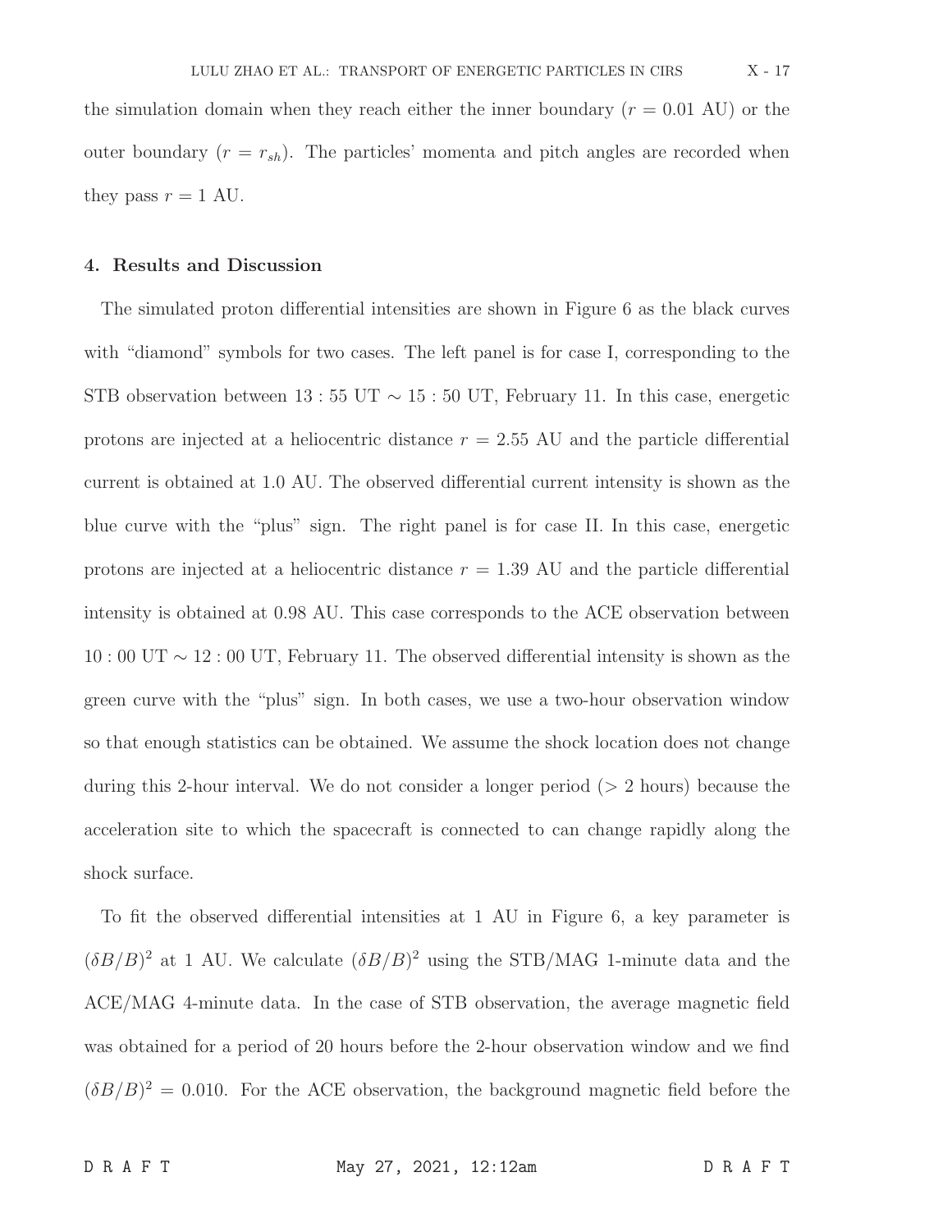the simulation domain when they reach either the inner boundary ($r = 0.01$ AU) or the outer boundary ($r = r_{sh}$). The particles' momenta and pitch angles are recorded when they pass $r = 1$ AU.

## 4. Results and Discussion

The simulated proton differential intensities are shown in Figure 6 as the black curves with "diamond" symbols for two cases. The left panel is for case I, corresponding to the STB observation between $13:55$ UT $\sim 15:50$ UT, February 11. In this case, energetic protons are injected at a heliocentric distance $r = 2.55$ AU and the particle differential current is obtained at 1.0 AU. The observed differential current intensity is shown as the blue curve with the "plus" sign. The right panel is for case II. In this case, energetic protons are injected at a heliocentric distance $r = 1.39$ AU and the particle differential intensity is obtained at 0.98 AU. This case corresponds to the ACE observation between $10:00$ UT $\sim 12:00$ UT, February 11. The observed differential intensity is shown as the green curve with the "plus" sign. In both cases, we use a two-hour observation window so that enough statistics can be obtained. We assume the shock location does not change during this 2-hour interval. We do not consider a longer period ($> 2$ hours) because the acceleration site to which the spacecraft is connected to can change rapidly along the shock surface.

To fit the observed differential intensities at 1 AU in Figure 6, a key parameter is $(\delta B/B)^2$ at 1 AU. We calculate $(\delta B/B)^2$ using the STB/MAG 1-minute data and the ACE/MAG 4-minute data. In the case of STB observation, the average magnetic field was obtained for a period of 20 hours before the 2-hour observation window and we find $(\delta B/B)^2 = 0.010$. For the ACE observation, the background magnetic field before the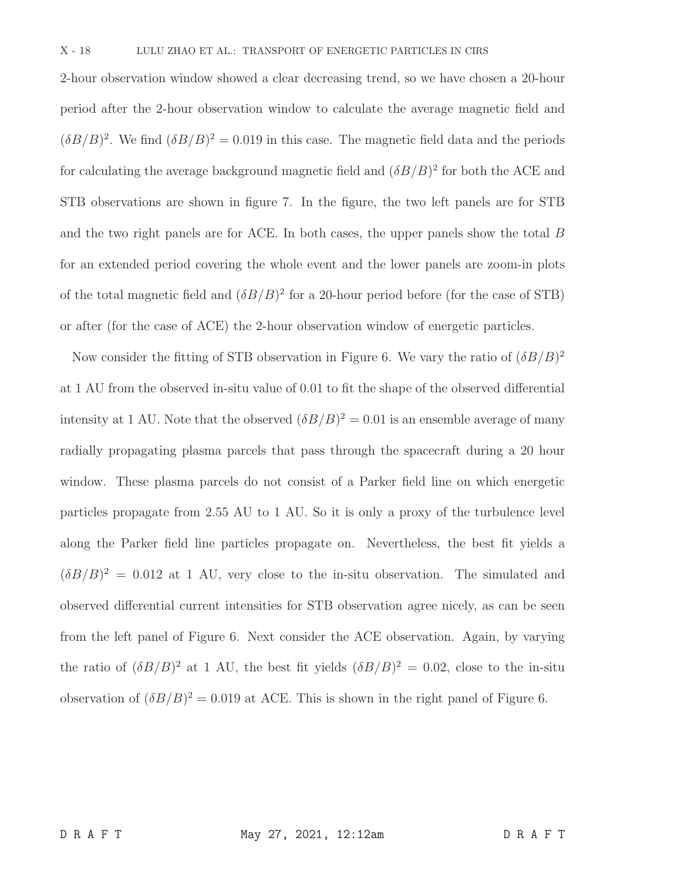2-hour observation window showed a clear decreasing trend, so we have chosen a 20-hour period after the 2-hour observation window to calculate the average magnetic field and $(\delta B/B)^2$. We find $(\delta B/B)^2 = 0.019$ in this case. The magnetic field data and the periods for calculating the average background magnetic field and $(\delta B/B)^2$ for both the ACE and STB observations are shown in figure 7. In the figure, the two left panels are for STB and the two right panels are for ACE. In both cases, the upper panels show the total $B$ for an extended period covering the whole event and the lower panels are zoom-in plots of the total magnetic field and $(\delta B/B)^2$ for a 20-hour period before (for the case of STB) or after (for the case of ACE) the 2-hour observation window of energetic particles.

Now consider the fitting of STB observation in Figure 6. We vary the ratio of $(\delta B/B)^2$ at 1 AU from the observed in-situ value of 0.01 to fit the shape of the observed differential intensity at 1 AU. Note that the observed $(\delta B/B)^2 = 0.01$ is an ensemble average of many radially propagating plasma parcels that pass through the spacecraft during a 20 hour window. These plasma parcels do not consist of a Parker field line on which energetic particles propagate from 2.55 AU to 1 AU. So it is only a proxy of the turbulence level along the Parker field line particles propagate on. Nevertheless, the best fit yields a $(\delta B/B)^2 = 0.012$ at 1 AU, very close to the in-situ observation. The simulated and observed differential current intensities for STB observation agree nicely, as can be seen from the left panel of Figure 6. Next consider the ACE observation. Again, by varying the ratio of $(\delta B/B)^2$ at 1 AU, the best fit yields $(\delta B/B)^2 = 0.02$, close to the in-situ observation of $(\delta B/B)^2 = 0.019$ at ACE. This is shown in the right panel of Figure 6.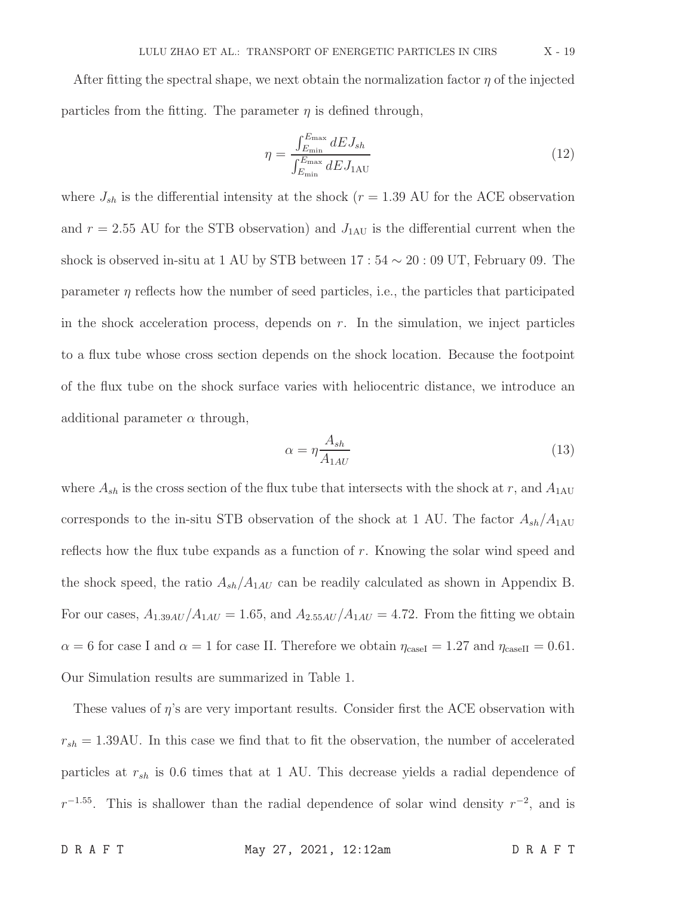After fitting the spectral shape, we next obtain the normalization factor $\eta$ of the injected particles from the fitting. The parameter $\eta$ is defined through,

$$\eta = \frac{\int_{E_{\min}}^{E_{\max}} dE J_{sh}}{\int_{E_{\min}}^{E_{\max}} dE J_{1\mathrm{AU}}} \tag{12}$$

where $J_{sh}$ is the differential intensity at the shock ($r = 1.39$ AU for the ACE observation and $r = 2.55$ AU for the STB observation) and $J_{1\mathrm{AU}}$ is the differential current when the shock is observed in-situ at 1 AU by STB between $17:54 \sim 20:09$ UT, February 09. The parameter $\eta$ reflects how the number of seed particles, i.e., the particles that participated in the shock acceleration process, depends on $r$. In the simulation, we inject particles to a flux tube whose cross section depends on the shock location. Because the footpoint of the flux tube on the shock surface varies with heliocentric distance, we introduce an additional parameter $\alpha$ through,

$$\alpha = \eta \frac{A_{sh}}{A_{1AU}} \tag{13}$$

where $A_{sh}$ is the cross section of the flux tube that intersects with the shock at $r$, and $A_{1\mathrm{AU}}$ corresponds to the in-situ STB observation of the shock at 1 AU. The factor $A_{sh}/A_{1\mathrm{AU}}$ reflects how the flux tube expands as a function of $r$. Knowing the solar wind speed and the shock speed, the ratio $A_{sh}/A_{1AU}$ can be readily calculated as shown in Appendix B. For our cases, $A_{1.39AU}/A_{1AU} = 1.65$, and $A_{2.55AU}/A_{1AU} = 4.72$. From the fitting we obtain $\alpha = 6$ for case I and $\alpha = 1$ for case II. Therefore we obtain $\eta_{\mathrm{caseI}} = 1.27$ and $\eta_{\mathrm{caseII}} = 0.61$. Our Simulation results are summarized in Table 1.

These values of $\eta$'s are very important results. Consider first the ACE observation with $r_{sh} = 1.39$AU. In this case we find that to fit the observation, the number of accelerated particles at $r_{sh}$ is 0.6 times that at 1 AU. This decrease yields a radial dependence of $r^{-1.55}$. This is shallower than the radial dependence of solar wind density $r^{-2}$, and is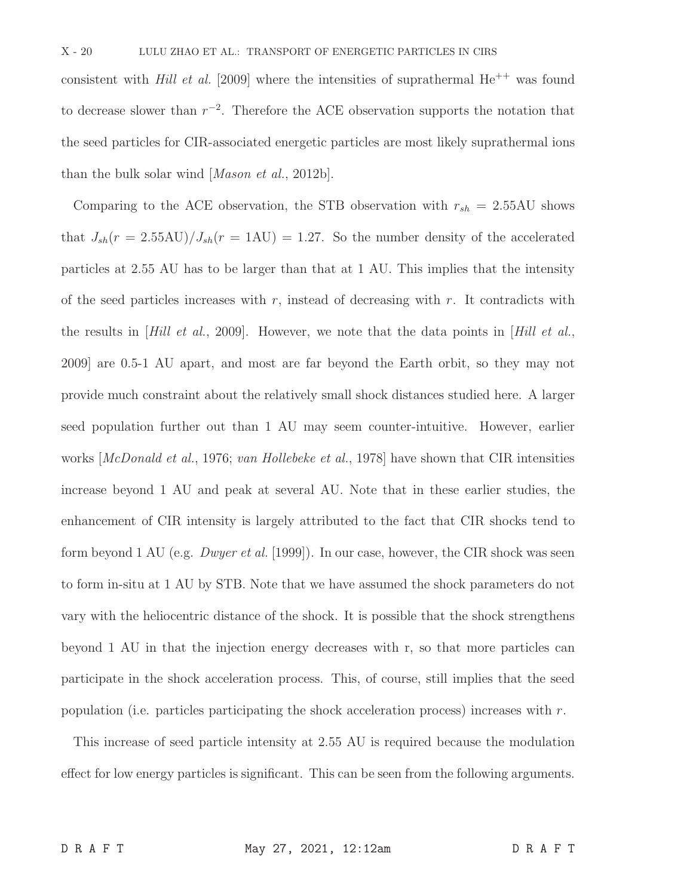consistent with *Hill et al.* [2009] where the intensities of suprathermal $He^{++}$ was found to decrease slower than $r^{-2}$. Therefore the ACE observation supports the notation that the seed particles for CIR-associated energetic particles are most likely suprathermal ions than the bulk solar wind [*Mason et al.*, 2012b].

Comparing to the ACE observation, the STB observation with $r_{sh} = 2.55$AU shows that $J_{sh}(r = 2.55\text{AU})/J_{sh}(r = 1\text{AU}) = 1.27$. So the number density of the accelerated particles at 2.55 AU has to be larger than that at 1 AU. This implies that the intensity of the seed particles increases with $r$, instead of decreasing with $r$. It contradicts with the results in [*Hill et al.*, 2009]. However, we note that the data points in [*Hill et al.*, 2009] are 0.5-1 AU apart, and most are far beyond the Earth orbit, so they may not provide much constraint about the relatively small shock distances studied here. A larger seed population further out than 1 AU may seem counter-intuitive. However, earlier works [*McDonald et al.*, 1976; *van Hollebeke et al.*, 1978] have shown that CIR intensities increase beyond 1 AU and peak at several AU. Note that in these earlier studies, the enhancement of CIR intensity is largely attributed to the fact that CIR shocks tend to form beyond 1 AU (e.g. *Dwyer et al.* [1999]). In our case, however, the CIR shock was seen to form in-situ at 1 AU by STB. Note that we have assumed the shock parameters do not vary with the heliocentric distance of the shock. It is possible that the shock strengthens beyond 1 AU in that the injection energy decreases with r, so that more particles can participate in the shock acceleration process. This, of course, still implies that the seed population (i.e. particles participating the shock acceleration process) increases with $r$.

This increase of seed particle intensity at 2.55 AU is required because the modulation effect for low energy particles is significant. This can be seen from the following arguments.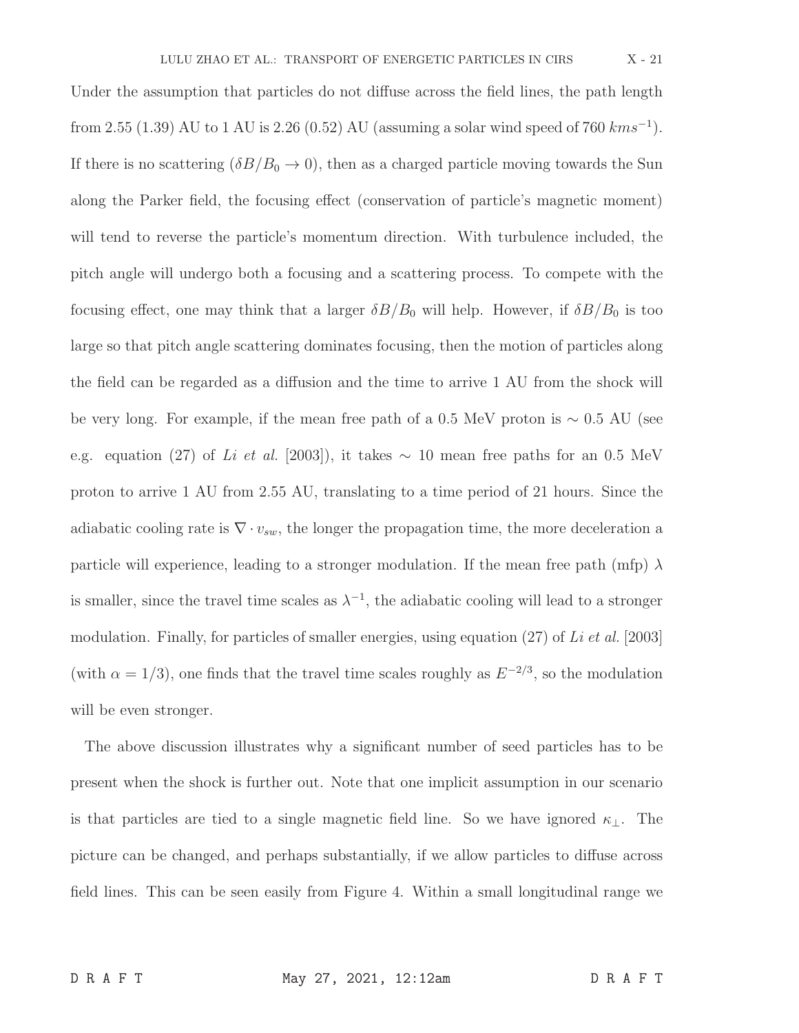Under the assumption that particles do not diffuse across the field lines, the path length from 2.55 (1.39) AU to 1 AU is 2.26 (0.52) AU (assuming a solar wind speed of 760 $kms^{-1}$). If there is no scattering ($\delta B/B_0 \rightarrow 0$), then as a charged particle moving towards the Sun along the Parker field, the focusing effect (conservation of particle's magnetic moment) will tend to reverse the particle's momentum direction. With turbulence included, the pitch angle will undergo both a focusing and a scattering process. To compete with the focusing effect, one may think that a larger $\delta B/B_0$ will help. However, if $\delta B/B_0$ is too large so that pitch angle scattering dominates focusing, then the motion of particles along the field can be regarded as a diffusion and the time to arrive 1 AU from the shock will be very long. For example, if the mean free path of a 0.5 MeV proton is $\sim$ 0.5 AU (see e.g. equation (27) of *Li et al.* [2003]), it takes $\sim$ 10 mean free paths for an 0.5 MeV proton to arrive 1 AU from 2.55 AU, translating to a time period of 21 hours. Since the adiabatic cooling rate is $\nabla \cdot v_{sw}$, the longer the propagation time, the more deceleration a particle will experience, leading to a stronger modulation. If the mean free path (mfp) $\lambda$ is smaller, since the travel time scales as $\lambda^{-1}$, the adiabatic cooling will lead to a stronger modulation. Finally, for particles of smaller energies, using equation (27) of *Li et al.* [2003] (with $\alpha = 1/3$), one finds that the travel time scales roughly as $E^{-2/3}$, so the modulation will be even stronger.

The above discussion illustrates why a significant number of seed particles has to be present when the shock is further out. Note that one implicit assumption in our scenario is that particles are tied to a single magnetic field line. So we have ignored $\kappa_{\perp}$. The picture can be changed, and perhaps substantially, if we allow particles to diffuse across field lines. This can be seen easily from Figure 4. Within a small longitudinal range we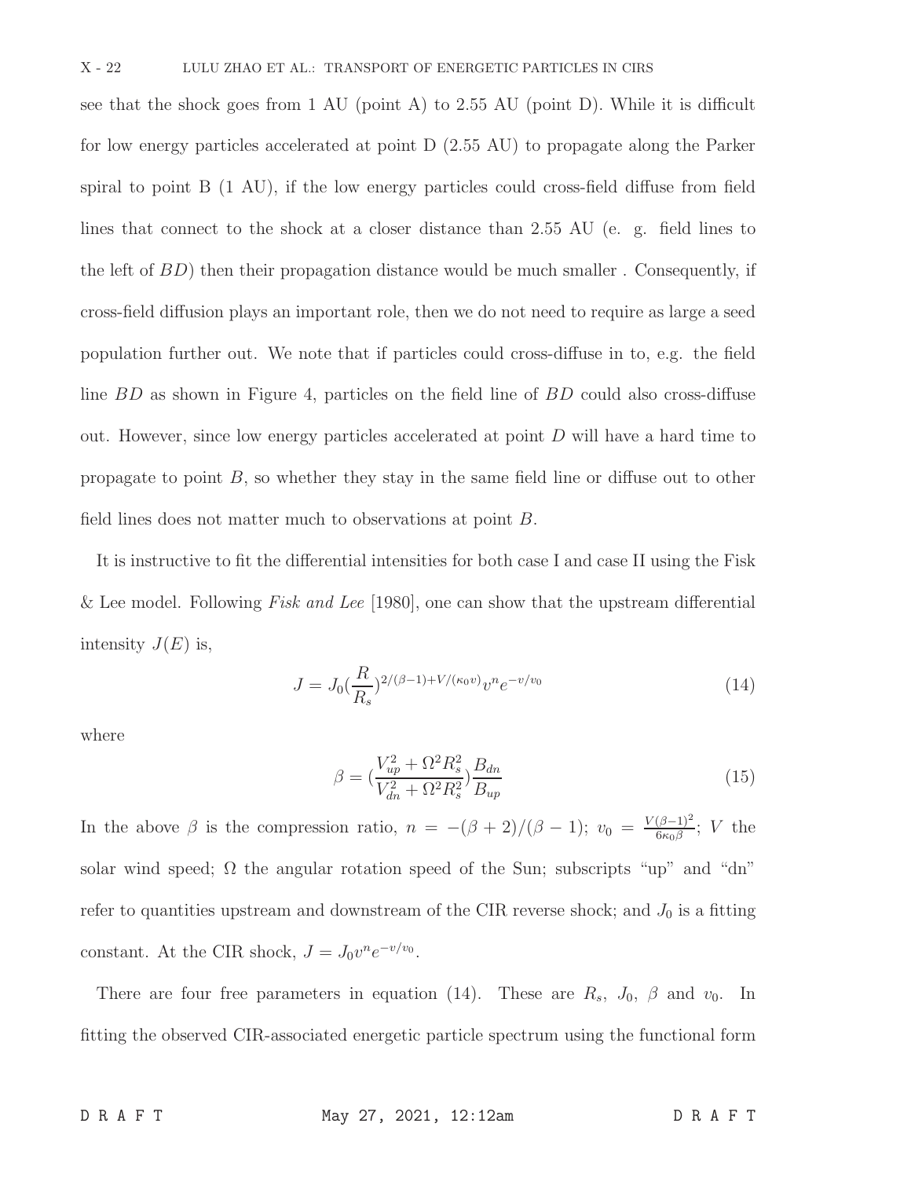see that the shock goes from 1 AU (point A) to 2.55 AU (point D). While it is difficult for low energy particles accelerated at point D (2.55 AU) to propagate along the Parker spiral to point B (1 AU), if the low energy particles could cross-field diffuse from field lines that connect to the shock at a closer distance than 2.55 AU (e. g. field lines to the left of $BD$) then their propagation distance would be much smaller . Consequently, if cross-field diffusion plays an important role, then we do not need to require as large a seed population further out. We note that if particles could cross-diffuse in to, e.g. the field line $BD$ as shown in Figure 4, particles on the field line of $BD$ could also cross-diffuse out. However, since low energy particles accelerated at point $D$ will have a hard time to propagate to point $B$, so whether they stay in the same field line or diffuse out to other field lines does not matter much to observations at point $B$.

It is instructive to fit the differential intensities for both case I and case II using the Fisk & Lee model. Following *Fisk and Lee* [1980], one can show that the upstream differential intensity $J(E)$ is,

$$J = J_0(\frac{R}{R_s})^{2/(\beta-1)+V/(\kappa_0 v)} v^n e^{-v/v_0} \tag{14}$$

where

$$\beta = (\frac{V_{up}^2 + \Omega^2 R_s^2}{V_{dn}^2 + \Omega^2 R_s^2})\frac{B_{dn}}{B_{up}} \tag{15}$$

In the above $\beta$ is the compression ratio, $n = -(\beta+2)/(\beta-1)$; $v_0 = \frac{V(\beta-1)^2}{6\kappa_0\beta}$; $V$ the solar wind speed; $\Omega$ the angular rotation speed of the Sun; subscripts "up" and "dn" refer to quantities upstream and downstream of the CIR reverse shock; and $J_0$ is a fitting constant. At the CIR shock, $J = J_0 v^n e^{-v/v_0}$.

There are four free parameters in equation (14). These are $R_s$, $J_0$, $\beta$ and $v_0$. In fitting the observed CIR-associated energetic particle spectrum using the functional form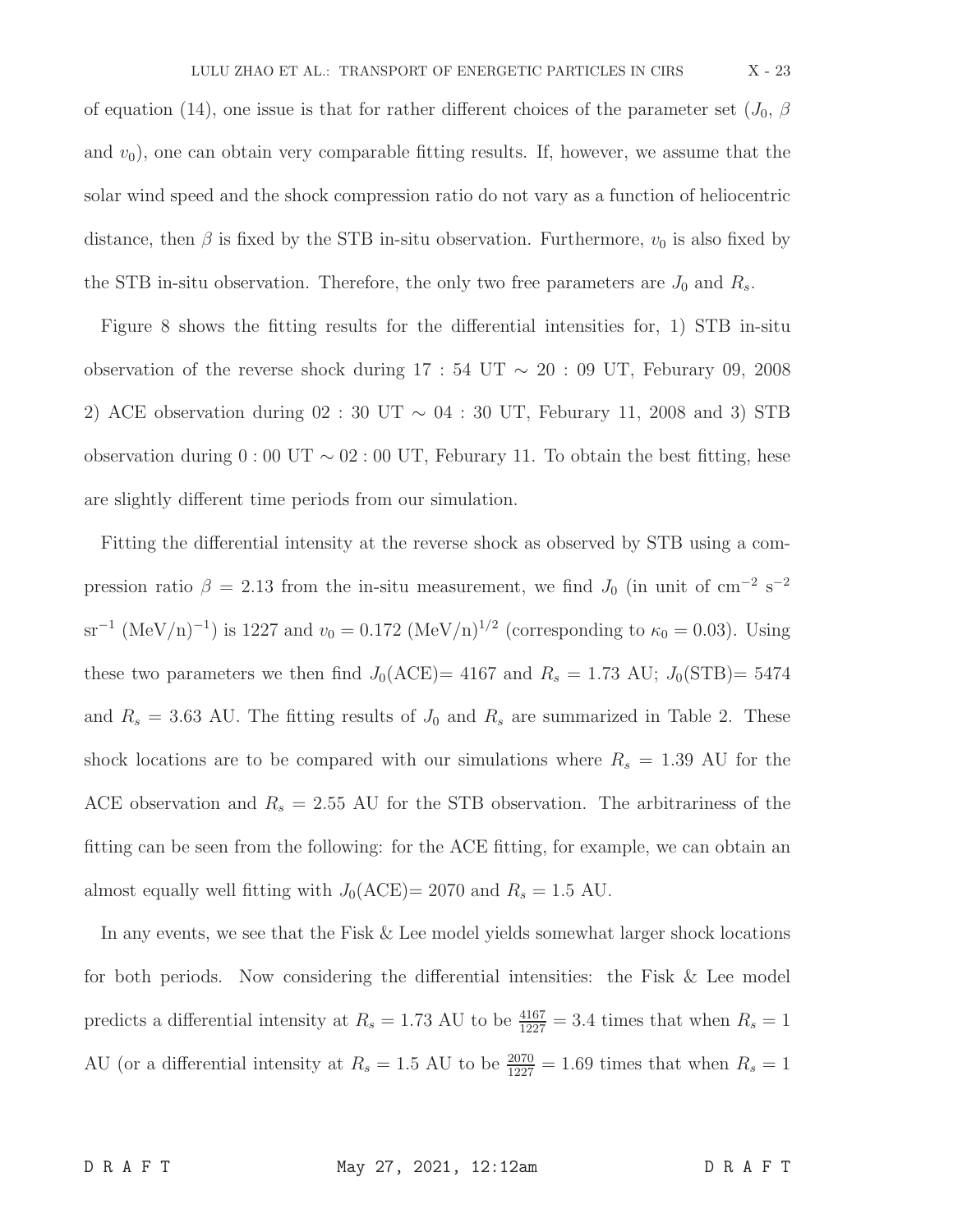of equation (14), one issue is that for rather different choices of the parameter set ($J_0$, $\beta$ and $v_0$), one can obtain very comparable fitting results. If, however, we assume that the solar wind speed and the shock compression ratio do not vary as a function of heliocentric distance, then $\beta$ is fixed by the STB in-situ observation. Furthermore, $v_0$ is also fixed by the STB in-situ observation. Therefore, the only two free parameters are $J_0$ and $R_s$.

Figure 8 shows the fitting results for the differential intensities for, 1) STB in-situ observation of the reverse shock during $17:54$ UT $\sim$ $20:09$ UT, Feburary 09, 2008 2) ACE observation during $02:30$ UT $\sim$ $04:30$ UT, Feburary 11, 2008 and 3) STB observation during $0:00$ UT $\sim$ $02:00$ UT, Feburary 11. To obtain the best fitting, hese are slightly different time periods from our simulation.

Fitting the differential intensity at the reverse shock as observed by STB using a compression ratio $\beta = 2.13$ from the in-situ measurement, we find $J_0$ (in unit of cm$^{-2}$ s$^{-2}$ sr$^{-1}$ (MeV/n)$^{-1}$) is 1227 and $v_0 = 0.172$ (MeV/n)$^{1/2}$ (corresponding to $\kappa_0 = 0.03$). Using these two parameters we then find $J_0$(ACE)= 4167 and $R_s = 1.73$ AU; $J_0$(STB)= 5474 and $R_s = 3.63$ AU. The fitting results of $J_0$ and $R_s$ are summarized in Table 2. These shock locations are to be compared with our simulations where $R_s = 1.39$ AU for the ACE observation and $R_s = 2.55$ AU for the STB observation. The arbitrariness of the fitting can be seen from the following: for the ACE fitting, for example, we can obtain an almost equally well fitting with $J_0$(ACE)= 2070 and $R_s = 1.5$ AU.

In any events, we see that the Fisk & Lee model yields somewhat larger shock locations for both periods. Now considering the differential intensities: the Fisk & Lee model predicts a differential intensity at $R_s = 1.73$ AU to be $\frac{4167}{1227} = 3.4$ times that when $R_s = 1$ AU (or a differential intensity at $R_s = 1.5$ AU to be $\frac{2070}{1227} = 1.69$ times that when $R_s = 1$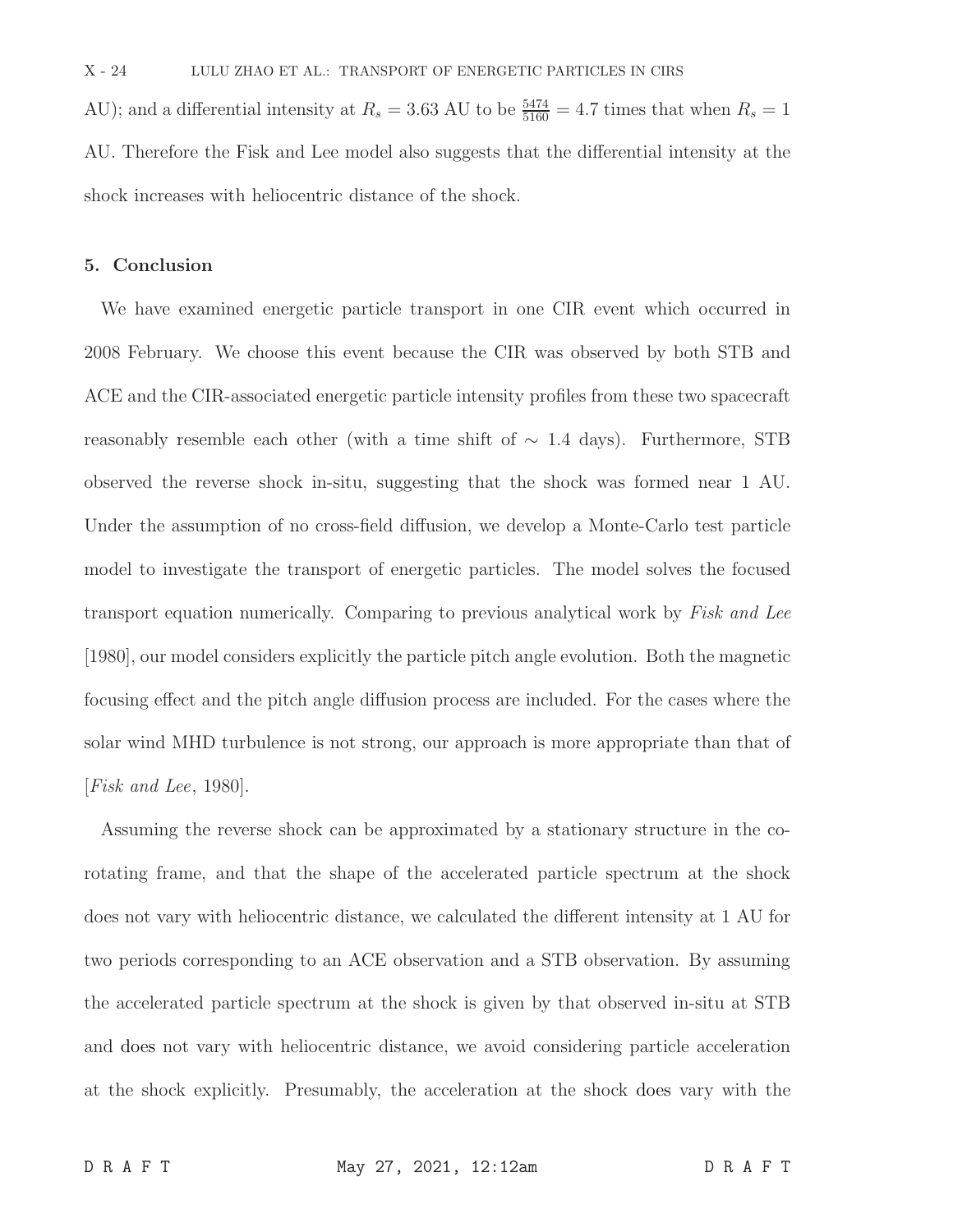AU); and a differential intensity at $R_s = 3.63$ AU to be $\frac{5474}{5160} = 4.7$ times that when $R_s = 1$ AU. Therefore the Fisk and Lee model also suggests that the differential intensity at the shock increases with heliocentric distance of the shock.

## 5. Conclusion

We have examined energetic particle transport in one CIR event which occurred in 2008 February. We choose this event because the CIR was observed by both STB and ACE and the CIR-associated energetic particle intensity profiles from these two spacecraft reasonably resemble each other (with a time shift of $\sim 1.4$ days). Furthermore, STB observed the reverse shock in-situ, suggesting that the shock was formed near 1 AU. Under the assumption of no cross-field diffusion, we develop a Monte-Carlo test particle model to investigate the transport of energetic particles. The model solves the focused transport equation numerically. Comparing to previous analytical work by *Fisk and Lee* [1980], our model considers explicitly the particle pitch angle evolution. Both the magnetic focusing effect and the pitch angle diffusion process are included. For the cases where the solar wind MHD turbulence is not strong, our approach is more appropriate than that of [*Fisk and Lee*, 1980].

Assuming the reverse shock can be approximated by a stationary structure in the co-rotating frame, and that the shape of the accelerated particle spectrum at the shock does not vary with heliocentric distance, we calculated the different intensity at 1 AU for two periods corresponding to an ACE observation and a STB observation. By assuming the accelerated particle spectrum at the shock is given by that observed in-situ at STB and does not vary with heliocentric distance, we avoid considering particle acceleration at the shock explicitly. Presumably, the acceleration at the shock does vary with the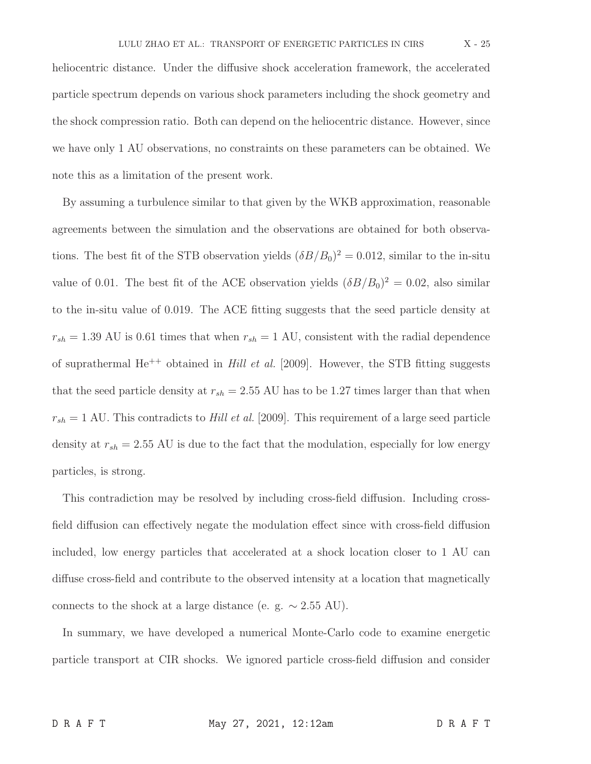heliocentric distance. Under the diffusive shock acceleration framework, the accelerated particle spectrum depends on various shock parameters including the shock geometry and the shock compression ratio. Both can depend on the heliocentric distance. However, since we have only 1 AU observations, no constraints on these parameters can be obtained. We note this as a limitation of the present work.

By assuming a turbulence similar to that given by the WKB approximation, reasonable agreements between the simulation and the observations are obtained for both observations. The best fit of the STB observation yields $(\delta B/B_0)^2 = 0.012$, similar to the in-situ value of 0.01. The best fit of the ACE observation yields $(\delta B/B_0)^2 = 0.02$, also similar to the in-situ value of 0.019. The ACE fitting suggests that the seed particle density at $r_{sh} = 1.39$ AU is 0.61 times that when $r_{sh} = 1$ AU, consistent with the radial dependence of suprathermal $He^{++}$ obtained in *Hill et al.* [2009]. However, the STB fitting suggests that the seed particle density at $r_{sh} = 2.55$ AU has to be 1.27 times larger than that when $r_{sh} = 1$ AU. This contradicts to *Hill et al.* [2009]. This requirement of a large seed particle density at $r_{sh} = 2.55$ AU is due to the fact that the modulation, especially for low energy particles, is strong.

This contradiction may be resolved by including cross-field diffusion. Including cross-field diffusion can effectively negate the modulation effect since with cross-field diffusion included, low energy particles that accelerated at a shock location closer to 1 AU can diffuse cross-field and contribute to the observed intensity at a location that magnetically connects to the shock at a large distance (e. g. $\sim 2.55$ AU).

In summary, we have developed a numerical Monte-Carlo code to examine energetic particle transport at CIR shocks. We ignored particle cross-field diffusion and consider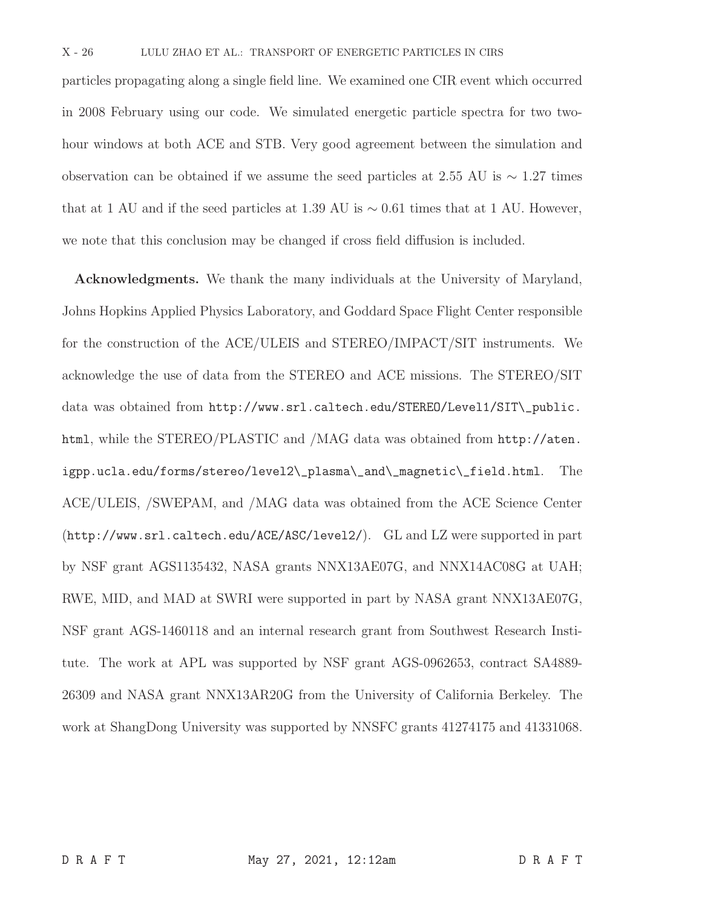particles propagating along a single field line. We examined one CIR event which occurred in 2008 February using our code. We simulated energetic particle spectra for two two-hour windows at both ACE and STB. Very good agreement between the simulation and observation can be obtained if we assume the seed particles at 2.55 AU is $\sim 1.27$ times that at 1 AU and if the seed particles at 1.39 AU is $\sim 0.61$ times that at 1 AU. However, we note that this conclusion may be changed if cross field diffusion is included.

**Acknowledgments.** We thank the many individuals at the University of Maryland, Johns Hopkins Applied Physics Laboratory, and Goddard Space Flight Center responsible for the construction of the ACE/ULEIS and STEREO/IMPACT/SIT instruments. We acknowledge the use of data from the STEREO and ACE missions. The STEREO/SIT data was obtained from `http://www.srl.caltech.edu/STEREO/Level1/SIT\_public.html`, while the STEREO/PLASTIC and /MAG data was obtained from `http://aten.igpp.ucla.edu/forms/stereo/level2\_plasma\_and\_magnetic\_field.html`. The ACE/ULEIS, /SWEPAM, and /MAG data was obtained from the ACE Science Center (`http://www.srl.caltech.edu/ACE/ASC/level2/`). GL and LZ were supported in part by NSF grant AGS1135432, NASA grants NNX13AE07G, and NNX14AC08G at UAH; RWE, MID, and MAD at SWRI were supported in part by NASA grant NNX13AE07G, NSF grant AGS-1460118 and an internal research grant from Southwest Research Institute. The work at APL was supported by NSF grant AGS-0962653, contract SA4889-26309 and NASA grant NNX13AR20G from the University of California Berkeley. The work at ShangDong University was supported by NNSFC grants 41274175 and 41331068.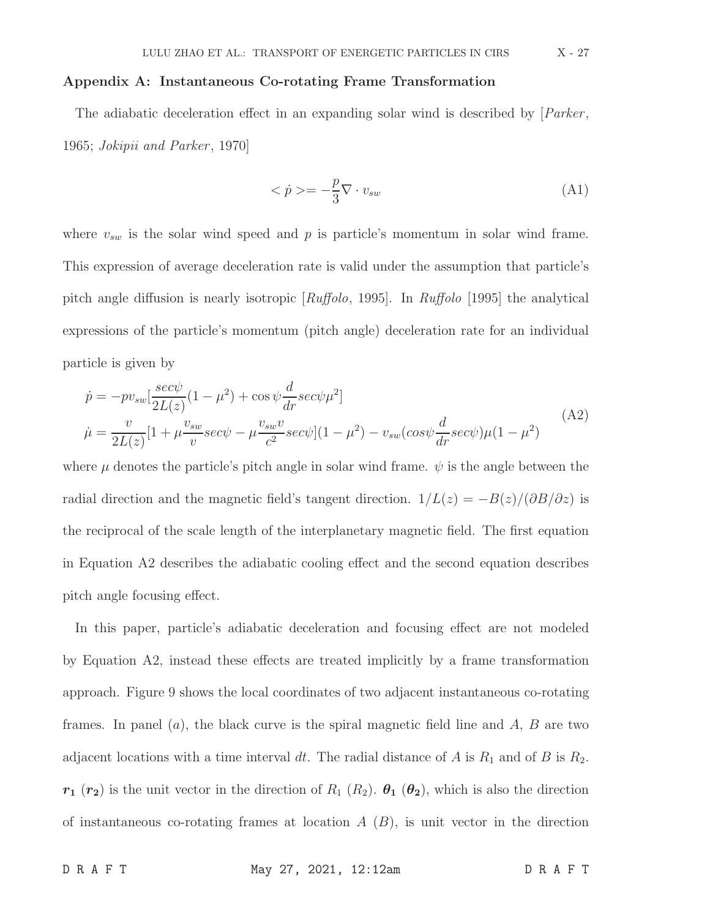## Appendix A: Instantaneous Co-rotating Frame Transformation

The adiabatic deceleration effect in an expanding solar wind is described by [*Parker*, 1965; *Jokipii and Parker*, 1970]

$$< \dot{p} >= -\frac{p}{3} \nabla \cdot v_{sw} \tag{A1}$$

where $v_{sw}$ is the solar wind speed and $p$ is particle's momentum in solar wind frame. This expression of average deceleration rate is valid under the assumption that particle's pitch angle diffusion is nearly isotropic [*Ruffolo*, 1995]. In *Ruffolo* [1995] the analytical expressions of the particle's momentum (pitch angle) deceleration rate for an individual particle is given by

$$\begin{aligned}
\dot{p} &= -p v_{sw} [\frac{sec\psi}{2L(z)}(1-\mu^2) + \cos\psi \frac{d}{dr} sec\psi \mu^2] \\
\dot{\mu} &= \frac{v}{2L(z)}[1 + \mu \frac{v_{sw}}{v} sec\psi - \mu \frac{v_{sw} v}{c^2} sec\psi](1-\mu^2) - v_{sw}(cos\psi \frac{d}{dr} sec\psi)\mu(1-\mu^2)
\end{aligned} \tag{A2}$$

where $\mu$ denotes the particle's pitch angle in solar wind frame. $\psi$ is the angle between the radial direction and the magnetic field's tangent direction. $1/L(z) = -B(z)/(\partial B/\partial z)$ is the reciprocal of the scale length of the interplanetary magnetic field. The first equation in Equation A2 describes the adiabatic cooling effect and the second equation describes pitch angle focusing effect.

In this paper, particle's adiabatic deceleration and focusing effect are not modeled by Equation A2, instead these effects are treated implicitly by a frame transformation approach. Figure 9 shows the local coordinates of two adjacent instantaneous co-rotating frames. In panel ($a$), the black curve is the spiral magnetic field line and $A$, $B$ are two adjacent locations with a time interval $dt$. The radial distance of $A$ is $R_1$ and of $B$ is $R_2$. $\boldsymbol{r_1}$ ($\boldsymbol{r_2}$) is the unit vector in the direction of $R_1$ ($R_2$). $\boldsymbol{\theta_1}$ ($\boldsymbol{\theta_2}$), which is also the direction of instantaneous co-rotating frames at location $A$ ($B$), is unit vector in the direction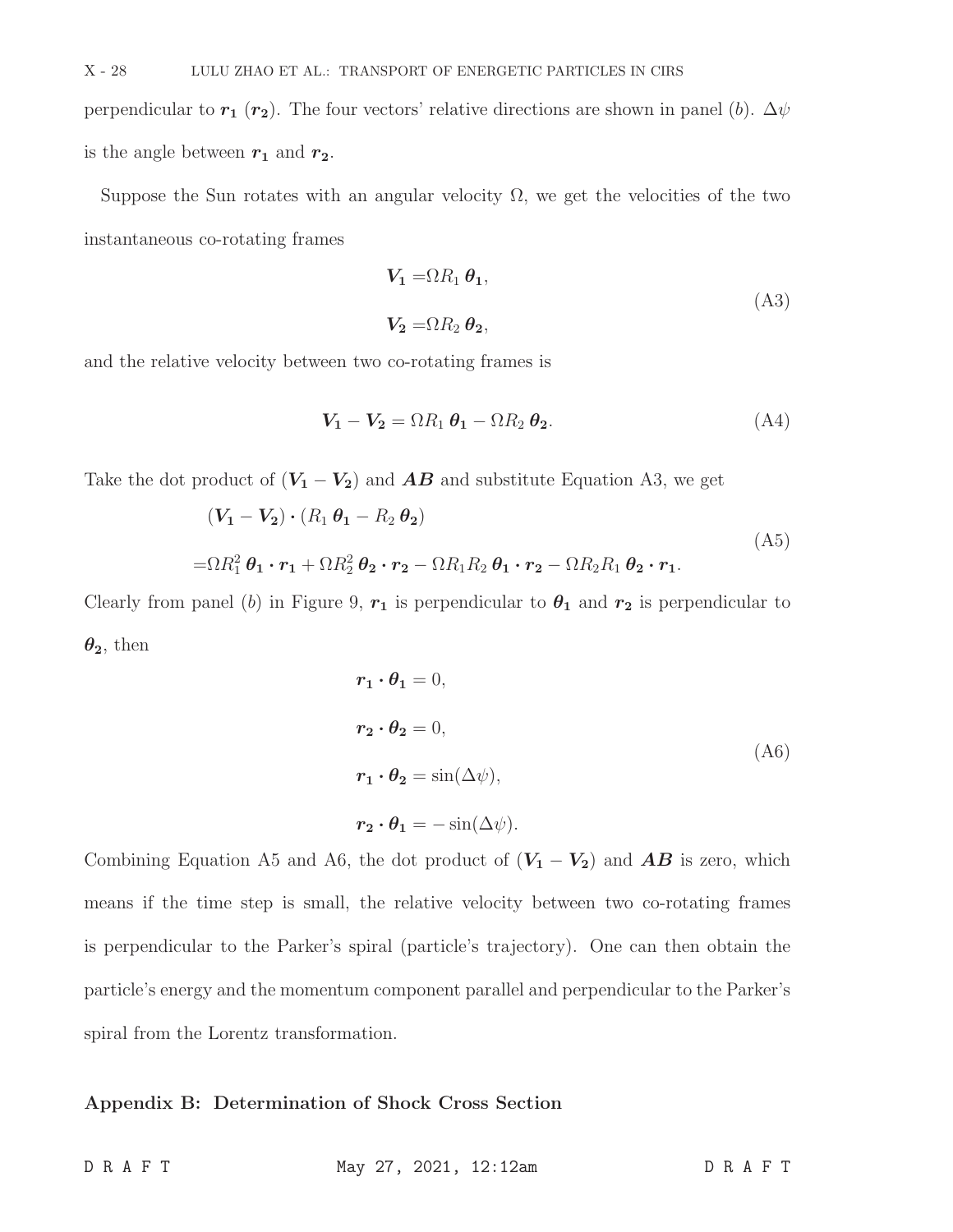perpendicular to $\boldsymbol{r_1}$ ($\boldsymbol{r_2}$). The four vectors' relative directions are shown in panel ($b$). $\Delta\psi$ is the angle between $\boldsymbol{r_1}$ and $\boldsymbol{r_2}$.

Suppose the Sun rotates with an angular velocity $\Omega$, we get the velocities of the two instantaneous co-rotating frames

$$
\begin{aligned}
\boldsymbol{V_1} &= \Omega R_1\, \boldsymbol{\theta_1}, \\
\boldsymbol{V_2} &= \Omega R_2\, \boldsymbol{\theta_2},
\end{aligned}
\tag{A3}
$$

and the relative velocity between two co-rotating frames is

$$
\boldsymbol{V_1} - \boldsymbol{V_2} = \Omega R_1\, \boldsymbol{\theta_1} - \Omega R_2\, \boldsymbol{\theta_2}. \tag{A4}
$$

Take the dot product of $(\boldsymbol{V_1} - \boldsymbol{V_2})$ and $\boldsymbol{AB}$ and substitute Equation A3, we get

$$
\begin{aligned}
&(\boldsymbol{V_1} - \boldsymbol{V_2}) \cdot (R_1\, \boldsymbol{\theta_1} - R_2\, \boldsymbol{\theta_2}) \\
=&\Omega R_1^2\, \boldsymbol{\theta_1} \cdot \boldsymbol{r_1} + \Omega R_2^2\, \boldsymbol{\theta_2} \cdot \boldsymbol{r_2} - \Omega R_1 R_2\, \boldsymbol{\theta_1} \cdot \boldsymbol{r_2} - \Omega R_2 R_1\, \boldsymbol{\theta_2} \cdot \boldsymbol{r_1}.
\end{aligned}
\tag{A5}
$$

Clearly from panel ($b$) in Figure 9, $\boldsymbol{r_1}$ is perpendicular to $\boldsymbol{\theta_1}$ and $\boldsymbol{r_2}$ is perpendicular to $\boldsymbol{\theta_2}$, then

$$
\begin{aligned}
\boldsymbol{r_1} \cdot \boldsymbol{\theta_1} &= 0, \\
\boldsymbol{r_2} \cdot \boldsymbol{\theta_2} &= 0, \\
\boldsymbol{r_1} \cdot \boldsymbol{\theta_2} &= \sin(\Delta\psi), \\
\boldsymbol{r_2} \cdot \boldsymbol{\theta_1} &= -\sin(\Delta\psi).
\end{aligned}
\tag{A6}
$$

Combining Equation A5 and A6, the dot product of $(\boldsymbol{V_1} - \boldsymbol{V_2})$ and $\boldsymbol{AB}$ is zero, which means if the time step is small, the relative velocity between two co-rotating frames is perpendicular to the Parker's spiral (particle's trajectory). One can then obtain the particle's energy and the momentum component parallel and perpendicular to the Parker's spiral from the Lorentz transformation.

### Appendix B: Determination of Shock Cross Section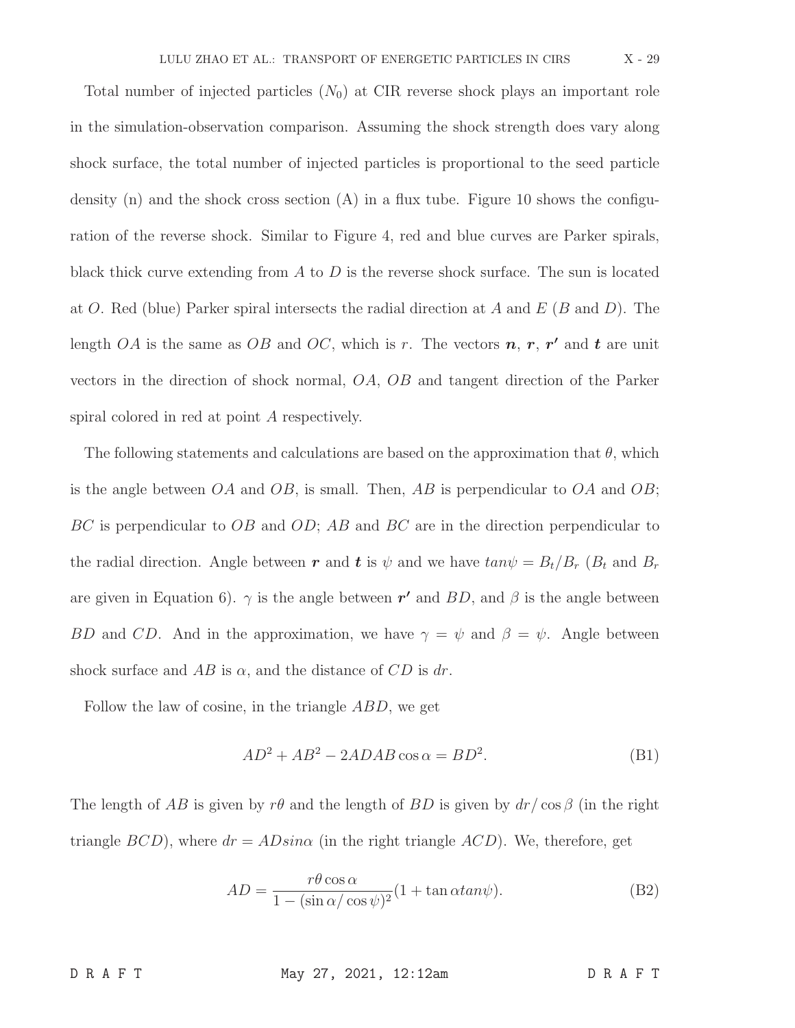Total number of injected particles ($N_0$) at CIR reverse shock plays an important role in the simulation-observation comparison. Assuming the shock strength does vary along shock surface, the total number of injected particles is proportional to the seed particle density (n) and the shock cross section (A) in a flux tube. Figure 10 shows the configuration of the reverse shock. Similar to Figure 4, red and blue curves are Parker spirals, black thick curve extending from $A$ to $D$ is the reverse shock surface. The sun is located at $O$. Red (blue) Parker spiral intersects the radial direction at $A$ and $E$ ($B$ and $D$). The length $OA$ is the same as $OB$ and $OC$, which is $r$. The vectors $\boldsymbol{n}$, $\boldsymbol{r}$, $\boldsymbol{r'}$ and $\boldsymbol{t}$ are unit vectors in the direction of shock normal, $OA$, $OB$ and tangent direction of the Parker spiral colored in red at point $A$ respectively.

The following statements and calculations are based on the approximation that $\theta$, which is the angle between $OA$ and $OB$, is small. Then, $AB$ is perpendicular to $OA$ and $OB$; $BC$ is perpendicular to $OB$ and $OD$; $AB$ and $BC$ are in the direction perpendicular to the radial direction. Angle between $\boldsymbol{r}$ and $\boldsymbol{t}$ is $\psi$ and we have $tan\psi = B_t/B_r$ ($B_t$ and $B_r$ are given in Equation 6). $\gamma$ is the angle between $\boldsymbol{r'}$ and $BD$, and $\beta$ is the angle between $BD$ and $CD$. And in the approximation, we have $\gamma = \psi$ and $\beta = \psi$. Angle between shock surface and $AB$ is $\alpha$, and the distance of $CD$ is $dr$.

Follow the law of cosine, in the triangle $ABD$, we get

$$AD^2 + AB^2 - 2ADAB\cos\alpha = BD^2. \tag{B1}$$

The length of $AB$ is given by $r\theta$ and the length of $BD$ is given by $dr/\cos\beta$ (in the right triangle $BCD$), where $dr = ADsin\alpha$ (in the right triangle $ACD$). We, therefore, get

$$AD = \frac{r\theta\cos\alpha}{1 - (\sin\alpha/\cos\psi)^2}(1 + \tan\alpha tan\psi). \tag{B2}$$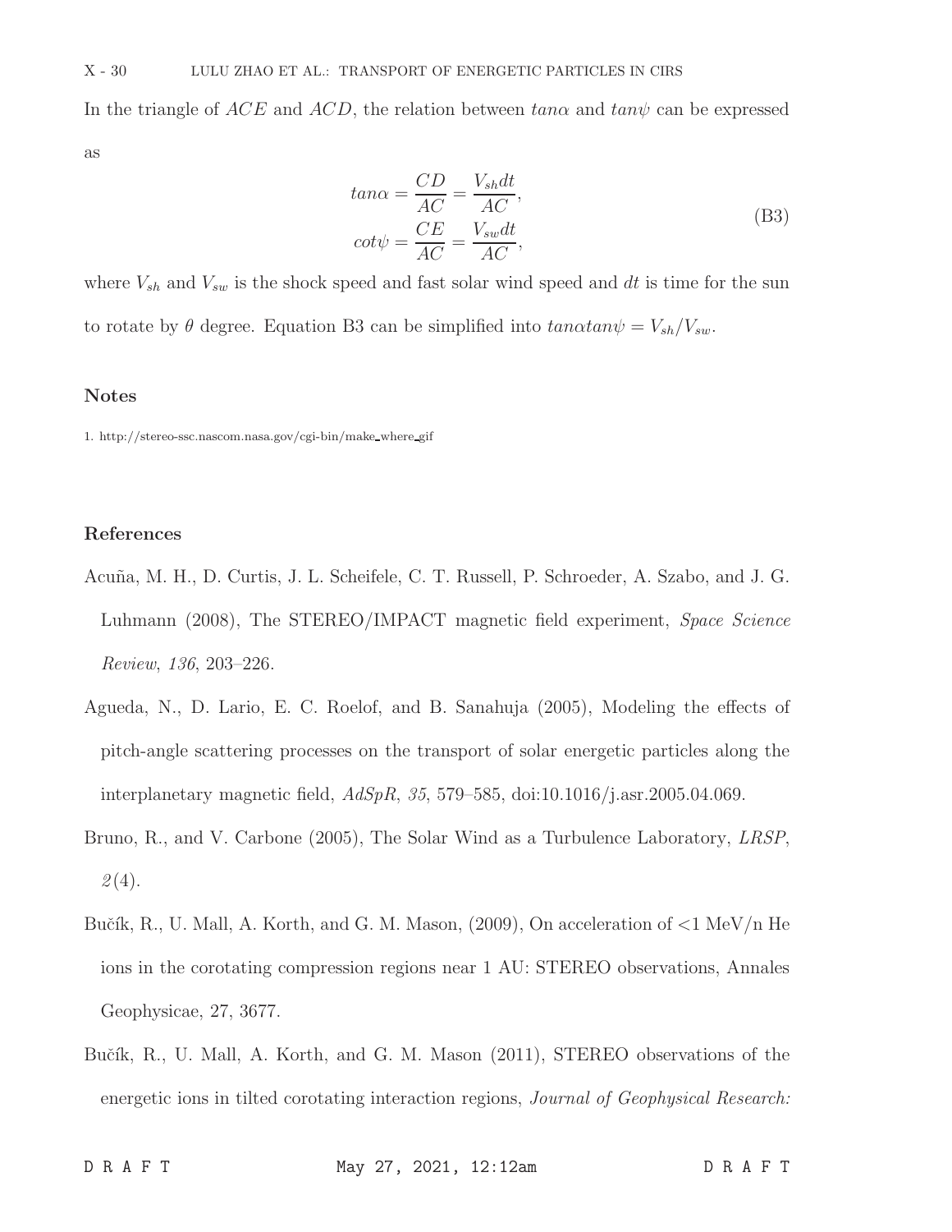In the triangle of $ACE$ and $ACD$, the relation between $tan\alpha$ and $tan\psi$ can be expressed as

$$
\begin{aligned}
tan\alpha &= \frac{CD}{AC} = \frac{V_{sh}dt}{AC}, \\
cot\psi &= \frac{CE}{AC} = \frac{V_{sw}dt}{AC},
\end{aligned}
\tag{B3}
$$

where $V_{sh}$ and $V_{sw}$ is the shock speed and fast solar wind speed and $dt$ is time for the sun to rotate by $\theta$ degree. Equation B3 can be simplified into $tan\alpha tan\psi = V_{sh}/V_{sw}$.

## Notes

1. http://stereo-ssc.nascom.nasa.gov/cgi-bin/make_where_gif

## References

Acuña, M. H., D. Curtis, J. L. Scheifele, C. T. Russell, P. Schroeder, A. Szabo, and J. G. Luhmann (2008), The STEREO/IMPACT magnetic field experiment, *Space Science Review*, *136*, 203–226.

Agueda, N., D. Lario, E. C. Roelof, and B. Sanahuja (2005), Modeling the effects of pitch-angle scattering processes on the transport of solar energetic particles along the interplanetary magnetic field, *AdSpR*, *35*, 579–585, doi:10.1016/j.asr.2005.04.069.

Bruno, R., and V. Carbone (2005), The Solar Wind as a Turbulence Laboratory, *LRSP*, *2*(4).

Bučík, R., U. Mall, A. Korth, and G. M. Mason, (2009), On acceleration of <1 MeV/n He ions in the corotating compression regions near 1 AU: STEREO observations, Annales Geophysicae, 27, 3677.

Bučík, R., U. Mall, A. Korth, and G. M. Mason (2011), STEREO observations of the energetic ions in tilted corotating interaction regions, *Journal of Geophysical Research:*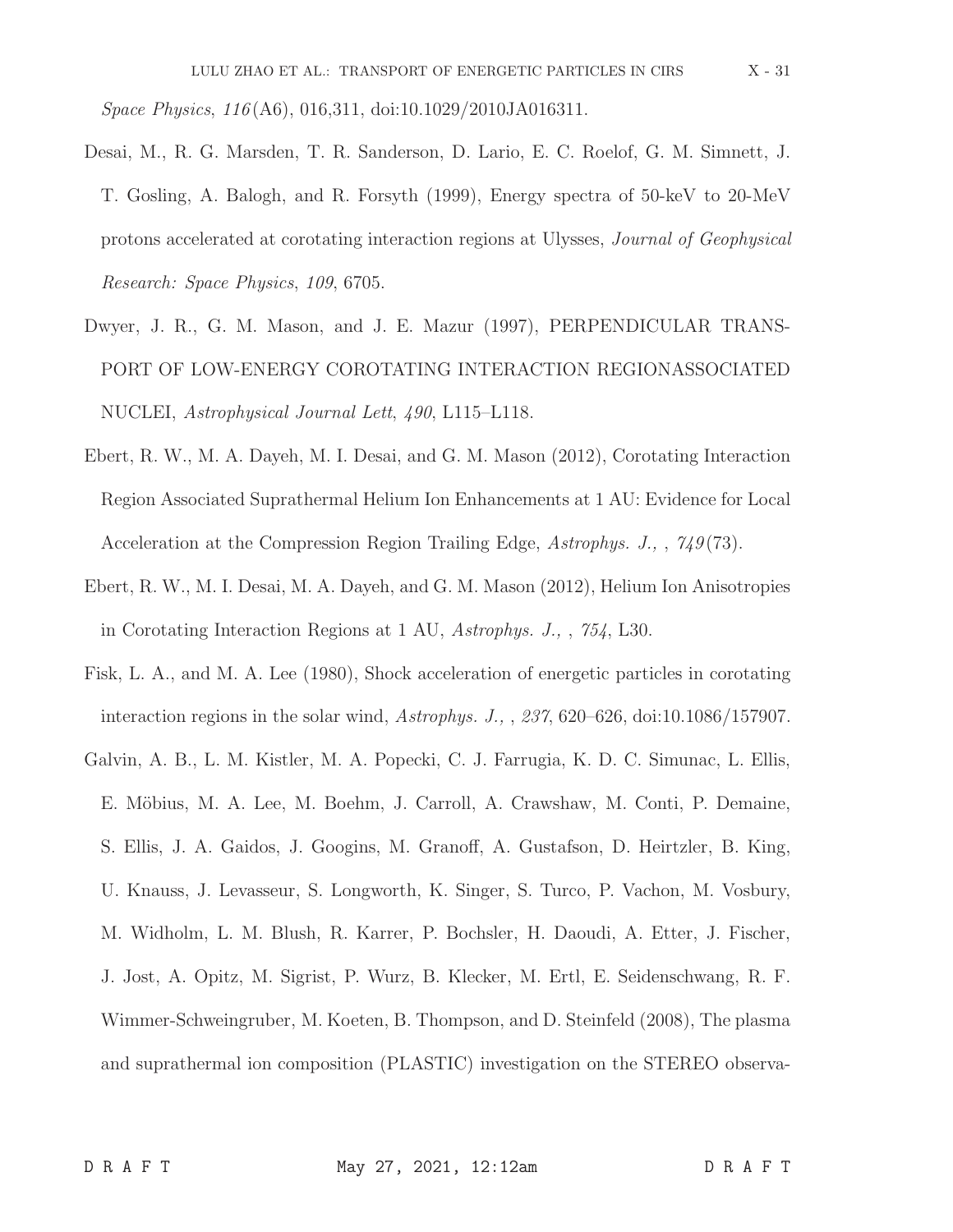*Space Physics*, *116*(A6), 016,311, doi:10.1029/2010JA016311.

Desai, M., R. G. Marsden, T. R. Sanderson, D. Lario, E. C. Roelof, G. M. Simnett, J. T. Gosling, A. Balogh, and R. Forsyth (1999), Energy spectra of 50-keV to 20-MeV protons accelerated at corotating interaction regions at Ulysses, *Journal of Geophysical Research: Space Physics*, *109*, 6705.

Dwyer, J. R., G. M. Mason, and J. E. Mazur (1997), PERPENDICULAR TRANSPORT OF LOW-ENERGY COROTATING INTERACTION REGIONASSOCIATED NUCLEI, *Astrophysical Journal Lett*, *490*, L115–L118.

Ebert, R. W., M. A. Dayeh, M. I. Desai, and G. M. Mason (2012), Corotating Interaction Region Associated Suprathermal Helium Ion Enhancements at 1 AU: Evidence for Local Acceleration at the Compression Region Trailing Edge, *Astrophys. J.,* , *749*(73).

Ebert, R. W., M. I. Desai, M. A. Dayeh, and G. M. Mason (2012), Helium Ion Anisotropies in Corotating Interaction Regions at 1 AU, *Astrophys. J.,* , *754*, L30.

Fisk, L. A., and M. A. Lee (1980), Shock acceleration of energetic particles in corotating interaction regions in the solar wind, *Astrophys. J.,* , *237*, 620–626, doi:10.1086/157907.

Galvin, A. B., L. M. Kistler, M. A. Popecki, C. J. Farrugia, K. D. C. Simunac, L. Ellis, E. Möbius, M. A. Lee, M. Boehm, J. Carroll, A. Crawshaw, M. Conti, P. Demaine, S. Ellis, J. A. Gaidos, J. Googins, M. Granoff, A. Gustafson, D. Heirtzler, B. King, U. Knauss, J. Levasseur, S. Longworth, K. Singer, S. Turco, P. Vachon, M. Vosbury, M. Widholm, L. M. Blush, R. Karrer, P. Bochsler, H. Daoudi, A. Etter, J. Fischer, J. Jost, A. Opitz, M. Sigrist, P. Wurz, B. Klecker, M. Ertl, E. Seidenschwang, R. F. Wimmer-Schweingruber, M. Koeten, B. Thompson, and D. Steinfeld (2008), The plasma and suprathermal ion composition (PLASTIC) investigation on the STEREO observa-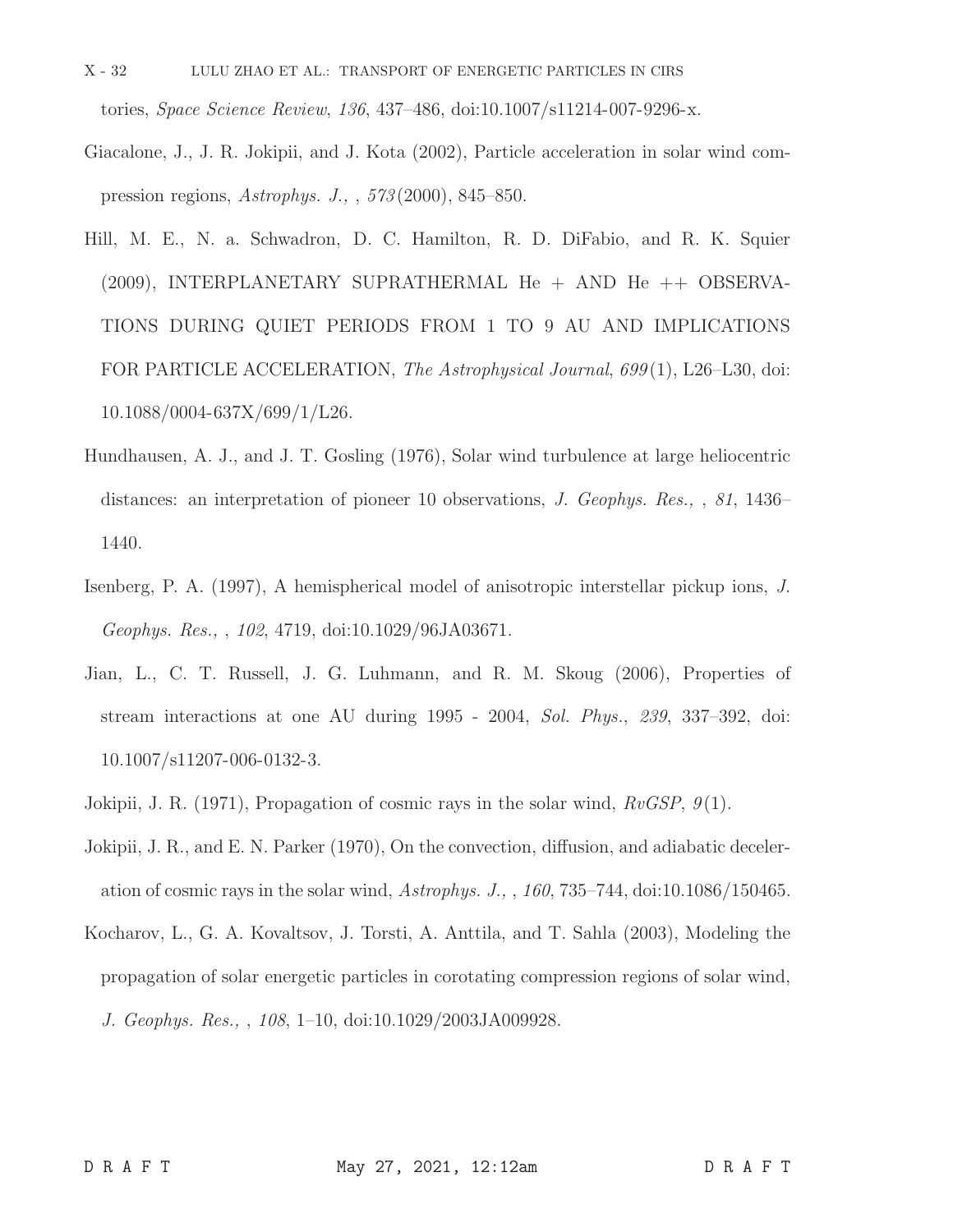tories, *Space Science Review*, *136*, 437–486, doi:10.1007/s11214-007-9296-x.

Giacalone, J., J. R. Jokipii, and J. Kota (2002), Particle acceleration in solar wind compression regions, *Astrophys. J.,* , *573*(2000), 845–850.

Hill, M. E., N. a. Schwadron, D. C. Hamilton, R. D. DiFabio, and R. K. Squier (2009), INTERPLANETARY SUPRATHERMAL He + AND He ++ OBSERVATIONS DURING QUIET PERIODS FROM 1 TO 9 AU AND IMPLICATIONS FOR PARTICLE ACCELERATION, *The Astrophysical Journal*, *699*(1), L26–L30, doi:10.1088/0004-637X/699/1/L26.

Hundhausen, A. J., and J. T. Gosling (1976), Solar wind turbulence at large heliocentric distances: an interpretation of pioneer 10 observations, *J. Geophys. Res.,* , *81*, 1436–1440.

Isenberg, P. A. (1997), A hemispherical model of anisotropic interstellar pickup ions, *J. Geophys. Res.,* , *102*, 4719, doi:10.1029/96JA03671.

Jian, L., C. T. Russell, J. G. Luhmann, and R. M. Skoug (2006), Properties of stream interactions at one AU during 1995 - 2004, *Sol. Phys.*, *239*, 337–392, doi:10.1007/s11207-006-0132-3.

Jokipii, J. R. (1971), Propagation of cosmic rays in the solar wind, *RvGSP*, *9*(1).

Jokipii, J. R., and E. N. Parker (1970), On the convection, diffusion, and adiabatic deceleration of cosmic rays in the solar wind, *Astrophys. J.,* , *160*, 735–744, doi:10.1086/150465.

Kocharov, L., G. A. Kovaltsov, J. Torsti, A. Anttila, and T. Sahla (2003), Modeling the propagation of solar energetic particles in corotating compression regions of solar wind, *J. Geophys. Res.,* , *108*, 1–10, doi:10.1029/2003JA009928.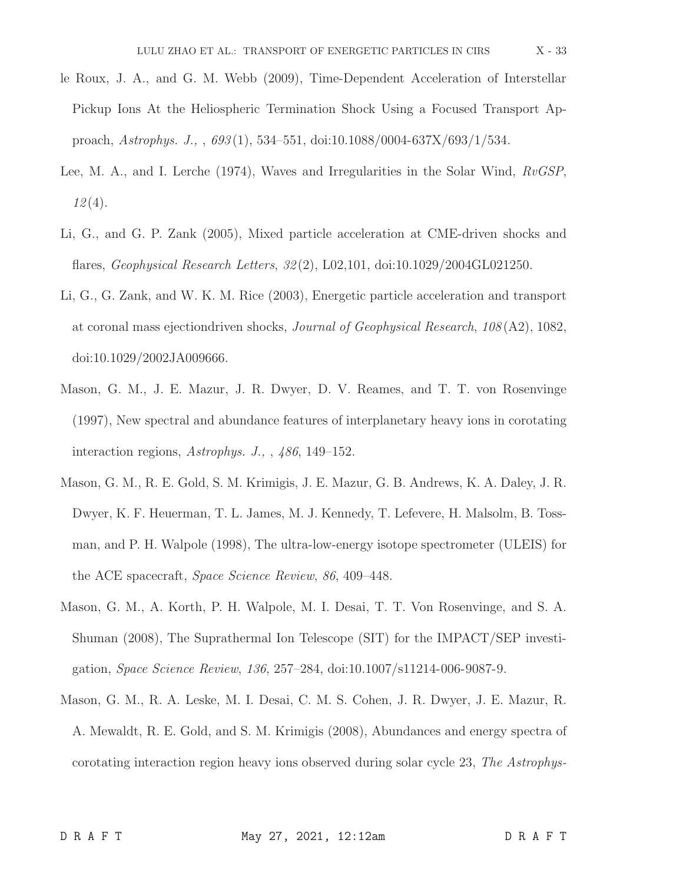le Roux, J. A., and G. M. Webb (2009), Time-Dependent Acceleration of Interstellar Pickup Ions At the Heliospheric Termination Shock Using a Focused Transport Approach, *Astrophys. J.,* , *693*(1), 534–551, doi:10.1088/0004-637X/693/1/534.

Lee, M. A., and I. Lerche (1974), Waves and Irregularities in the Solar Wind, *RvGSP*, *12*(4).

Li, G., and G. P. Zank (2005), Mixed particle acceleration at CME-driven shocks and flares, *Geophysical Research Letters*, *32*(2), L02,101, doi:10.1029/2004GL021250.

Li, G., G. Zank, and W. K. M. Rice (2003), Energetic particle acceleration and transport at coronal mass ejectiondriven shocks, *Journal of Geophysical Research*, *108*(A2), 1082, doi:10.1029/2002JA009666.

Mason, G. M., J. E. Mazur, J. R. Dwyer, D. V. Reames, and T. T. von Rosenvinge (1997), New spectral and abundance features of interplanetary heavy ions in corotating interaction regions, *Astrophys. J.,* , *486*, 149–152.

Mason, G. M., R. E. Gold, S. M. Krimigis, J. E. Mazur, G. B. Andrews, K. A. Daley, J. R. Dwyer, K. F. Heuerman, T. L. James, M. J. Kennedy, T. Lefevere, H. Malsolm, B. Tossman, and P. H. Walpole (1998), The ultra-low-energy isotope spectrometer (ULEIS) for the ACE spacecraft, *Space Science Review*, *86*, 409–448.

Mason, G. M., A. Korth, P. H. Walpole, M. I. Desai, T. T. Von Rosenvinge, and S. A. Shuman (2008), The Suprathermal Ion Telescope (SIT) for the IMPACT/SEP investigation, *Space Science Review*, *136*, 257–284, doi:10.1007/s11214-006-9087-9.

Mason, G. M., R. A. Leske, M. I. Desai, C. M. S. Cohen, J. R. Dwyer, J. E. Mazur, R. A. Mewaldt, R. E. Gold, and S. M. Krimigis (2008), Abundances and energy spectra of corotating interaction region heavy ions observed during solar cycle 23, *The Astrophys-*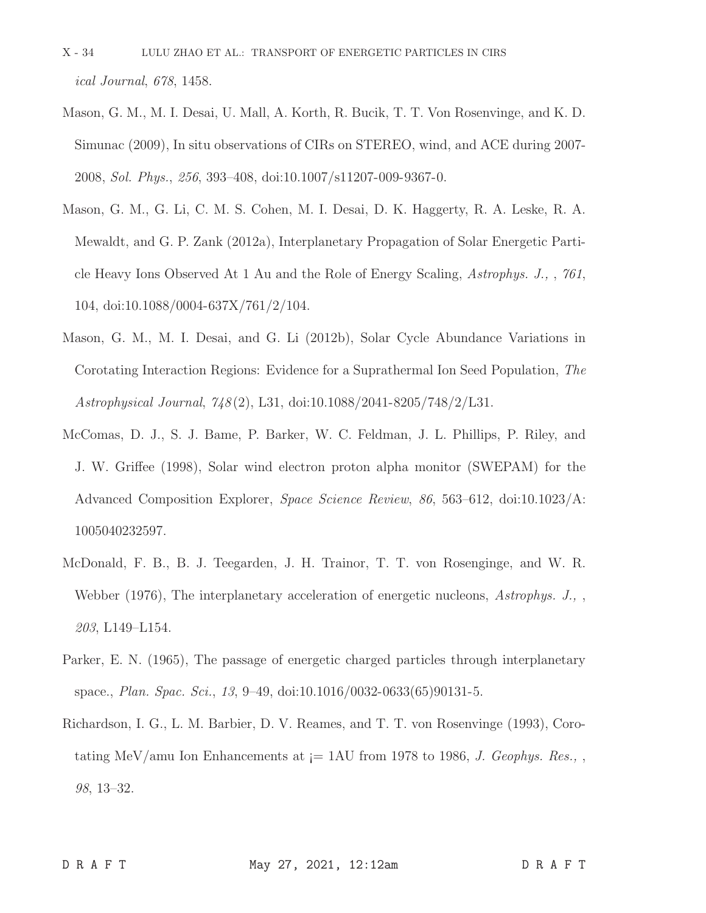*ical Journal*, *678*, 1458.

Mason, G. M., M. I. Desai, U. Mall, A. Korth, R. Bucik, T. T. Von Rosenvinge, and K. D. Simunac (2009), In situ observations of CIRs on STEREO, wind, and ACE during 2007-2008, *Sol. Phys.*, *256*, 393–408, doi:10.1007/s11207-009-9367-0.

Mason, G. M., G. Li, C. M. S. Cohen, M. I. Desai, D. K. Haggerty, R. A. Leske, R. A. Mewaldt, and G. P. Zank (2012a), Interplanetary Propagation of Solar Energetic Particle Heavy Ions Observed At 1 Au and the Role of Energy Scaling, *Astrophys. J.,* , *761*, 104, doi:10.1088/0004-637X/761/2/104.

Mason, G. M., M. I. Desai, and G. Li (2012b), Solar Cycle Abundance Variations in Corotating Interaction Regions: Evidence for a Suprathermal Ion Seed Population, *The Astrophysical Journal*, *748*(2), L31, doi:10.1088/2041-8205/748/2/L31.

McComas, D. J., S. J. Bame, P. Barker, W. C. Feldman, J. L. Phillips, P. Riley, and J. W. Griffee (1998), Solar wind electron proton alpha monitor (SWEPAM) for the Advanced Composition Explorer, *Space Science Review*, *86*, 563–612, doi:10.1023/A:1005040232597.

McDonald, F. B., B. J. Teegarden, J. H. Trainor, T. T. von Rosenginge, and W. R. Webber (1976), The interplanetary acceleration of energetic nucleons, *Astrophys. J.,* , *203*, L149–L154.

Parker, E. N. (1965), The passage of energetic charged particles through interplanetary space., *Plan. Spac. Sci.*, *13*, 9–49, doi:10.1016/0032-0633(65)90131-5.

Richardson, I. G., L. M. Barbier, D. V. Reames, and T. T. von Rosenvinge (1993), Corotating MeV/amu Ion Enhancements at ¡= 1AU from 1978 to 1986, *J. Geophys. Res.,* , *98*, 13–32.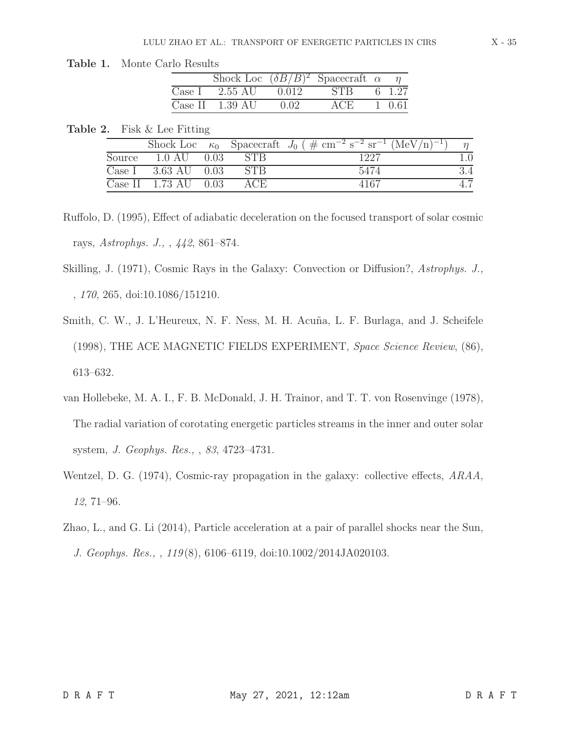**Table 1.** Monte Carlo Results

| | Shock Loc | $(\delta B/B)^2$ | Spacecraft | $\alpha$ | $\eta$ |
|---|---|---|---|---|---|
| Case I | 2.55 AU | 0.012 | STB | 6 | 1.27 |
| Case II | 1.39 AU | 0.02 | ACE | 1 | 0.61 |

**Table 2.** Fisk & Lee Fitting

| | Shock Loc | $\kappa_0$ | Spacecraft | $J_0$ ( # $cm^{-2}$ $s^{-2}$ $sr^{-1}$ $(MeV/n)^{-1}$) | $\eta$ |
|---|---|---|---|---|---|
| Source | 1.0 AU | 0.03 | STB | 1227 | 1.0 |
| Case I | 3.63 AU | 0.03 | STB | 5474 | 3.4 |
| Case II | 1.73 AU | 0.03 | ACE | 4167 | 4.7 |

Ruffolo, D. (1995), Effect of adiabatic deceleration on the focused transport of solar cosmic rays, *Astrophys. J.,* , *442*, 861–874.

Skilling, J. (1971), Cosmic Rays in the Galaxy: Convection or Diffusion?, *Astrophys. J.,* , *170*, 265, doi:10.1086/151210.

Smith, C. W., J. L'Heureux, N. F. Ness, M. H. Acuña, L. F. Burlaga, and J. Scheifele (1998), THE ACE MAGNETIC FIELDS EXPERIMENT, *Space Science Review*, (86), 613–632.

van Hollebeke, M. A. I., F. B. McDonald, J. H. Trainor, and T. T. von Rosenvinge (1978), The radial variation of corotating energetic particles streams in the inner and outer solar system, *J. Geophys. Res.,* , *83*, 4723–4731.

Wentzel, D. G. (1974), Cosmic-ray propagation in the galaxy: collective effects, *ARAA*, *12*, 71–96.

Zhao, L., and G. Li (2014), Particle acceleration at a pair of parallel shocks near the Sun, *J. Geophys. Res.,* , *119*(8), 6106–6119, doi:10.1002/2014JA020103.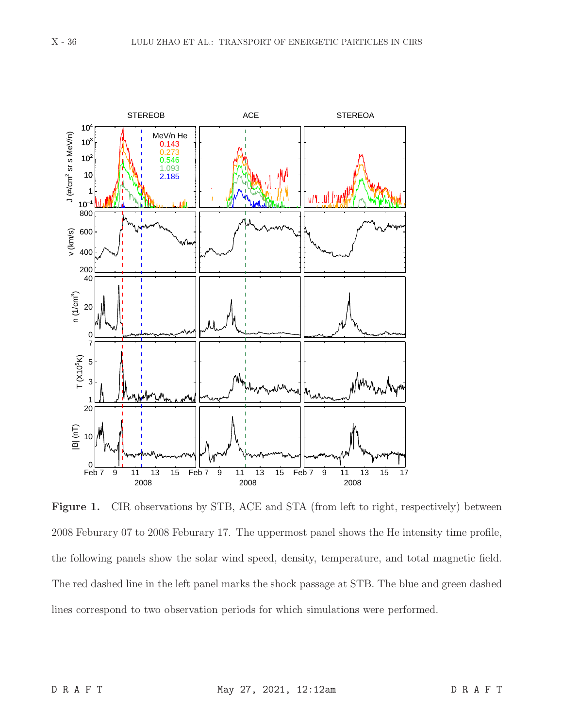STEREOB

ACE

STEREOA

MeV/n He
0.143
0.273
0.546
1.093
2.185

J (#/cm$^2$ sr s MeV/n)

$10^4$
$10^3$
$10^2$
10
1
$10^{-1}$

v (km/s)

800
600
400
200

n (1/cm$^3$)

40
20
0

T (X10$^5$K)

7
5
3
1

|B| (nT)

20
10
0

Feb 7 9 11 13 15
2008

Feb 7 9 11 13 15
2008

Feb 7 9 11 13 15 17
2008

**Figure 1.** CIR observations by STB, ACE and STA (from left to right, respectively) between 2008 Feburary 07 to 2008 Feburary 17. The uppermost panel shows the He intensity time profile, the following panels show the solar wind speed, density, temperature, and total magnetic field. The red dashed line in the left panel marks the shock passage at STB. The blue and green dashed lines correspond to two observation periods for which simulations were performed.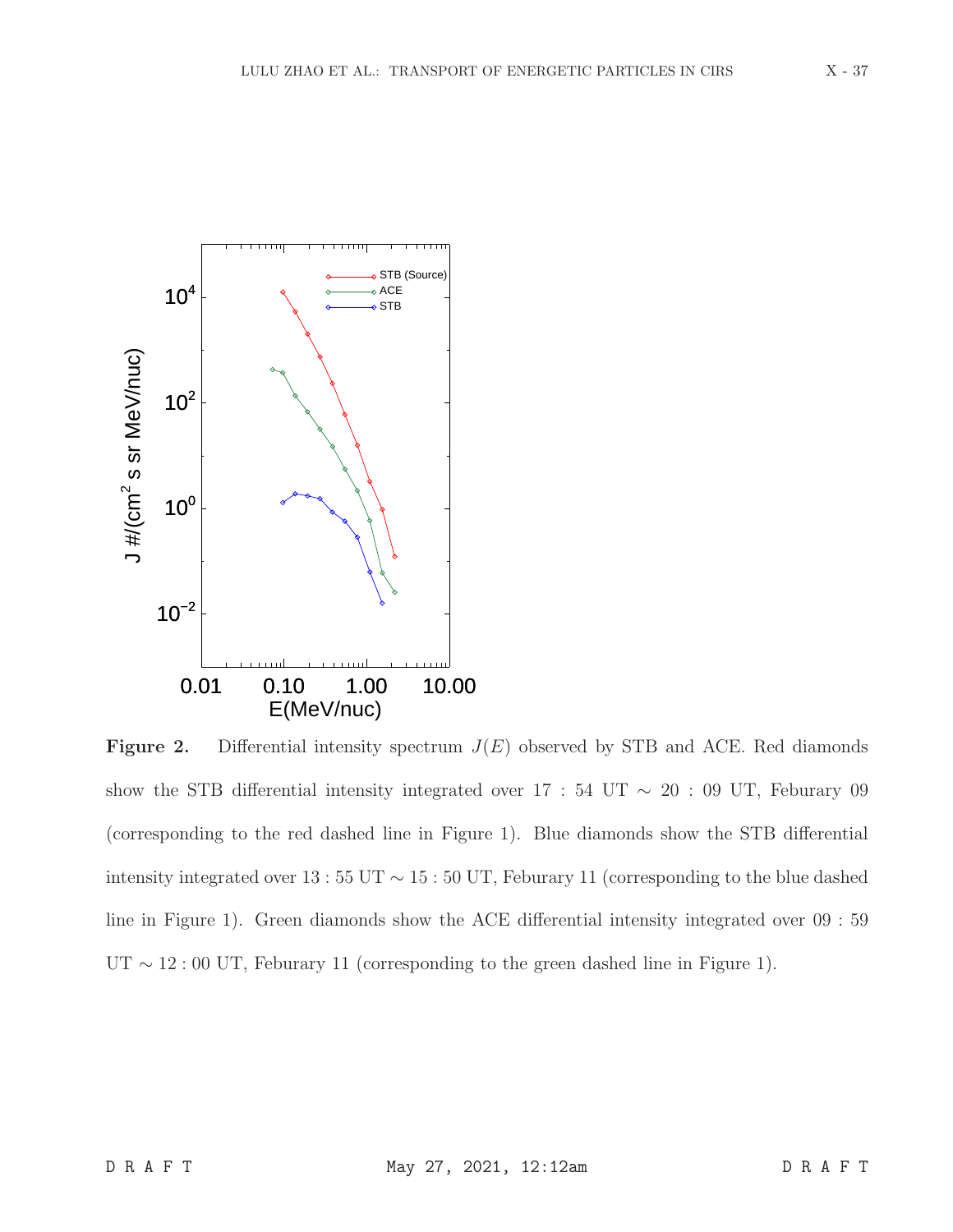STB (Source)
ACE
STB

$10^4$
$10^2$
$10^0$
$10^{-2}$

J #/(cm$^2$ s sr MeV/nuc)

0.01
0.10
1.00
10.00

E(MeV/nuc)

**Figure 2.** Differential intensity spectrum $J(E)$ observed by STB and ACE. Red diamonds show the STB differential intensity integrated over $17:54$ UT $\sim$ $20:09$ UT, Feburary 09 (corresponding to the red dashed line in Figure 1). Blue diamonds show the STB differential intensity integrated over $13:55$ UT $\sim$ $15:50$ UT, Feburary 11 (corresponding to the blue dashed line in Figure 1). Green diamonds show the ACE differential intensity integrated over $09:59$ UT $\sim$ $12:00$ UT, Feburary 11 (corresponding to the green dashed line in Figure 1).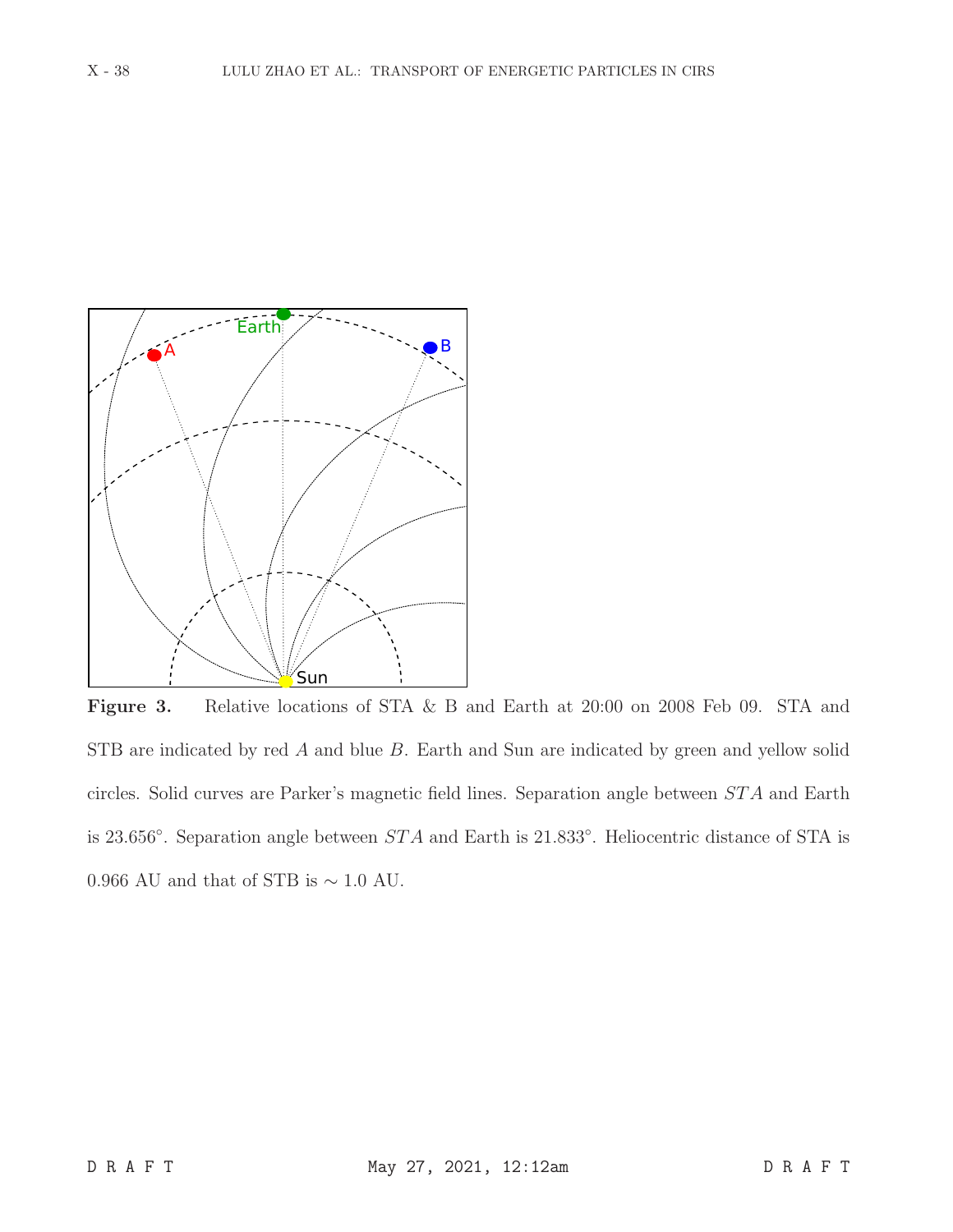A

Earth

B

Sun

**Figure 3.** Relative locations of STA & B and Earth at 20:00 on 2008 Feb 09. STA and STB are indicated by red $A$ and blue $B$. Earth and Sun are indicated by green and yellow solid circles. Solid curves are Parker's magnetic field lines. Separation angle between $STA$ and Earth is 23.656°. Separation angle between $STA$ and Earth is 21.833°. Heliocentric distance of STA is 0.966 AU and that of STB is $\sim$ 1.0 AU.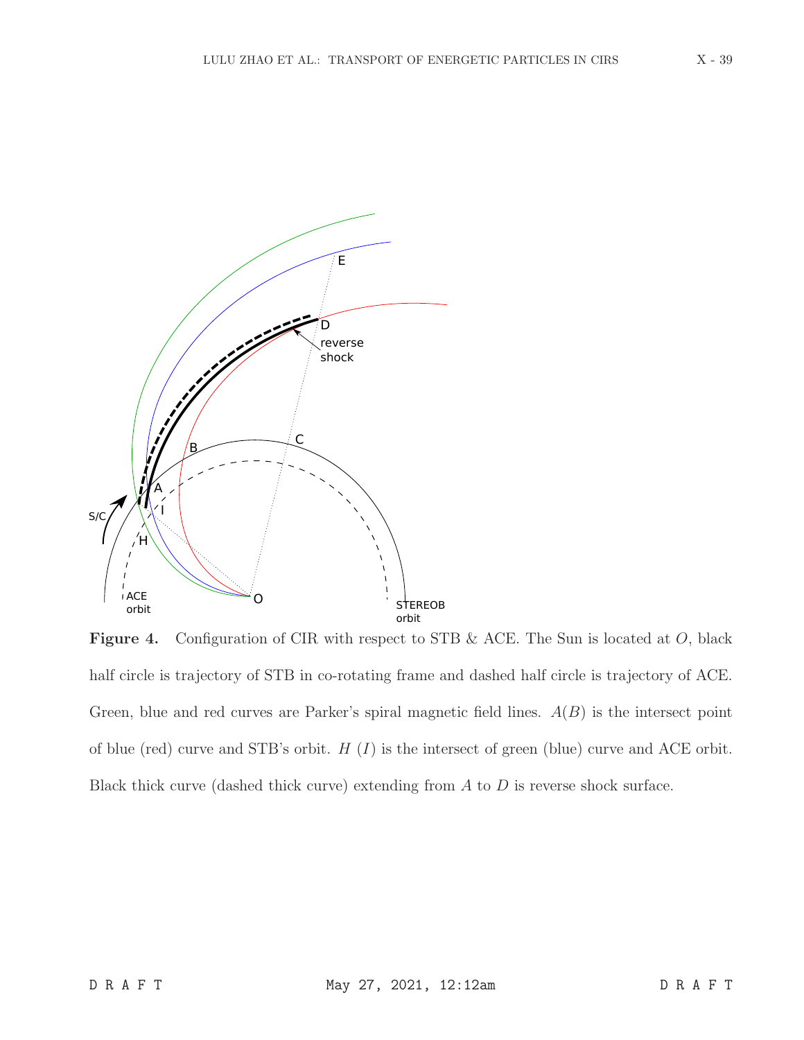E

D

reverse
shock

B

C

A

S/C

I

H

O

ACE
orbit

STEREOB
orbit

**Figure 4.** Configuration of CIR with respect to STB & ACE. The Sun is located at $O$, black half circle is trajectory of STB in co-rotating frame and dashed half circle is trajectory of ACE. Green, blue and red curves are Parker's spiral magnetic field lines. $A(B)$ is the intersect point of blue (red) curve and STB's orbit. $H$ ($I$) is the intersect of green (blue) curve and ACE orbit. Black thick curve (dashed thick curve) extending from $A$ to $D$ is reverse shock surface.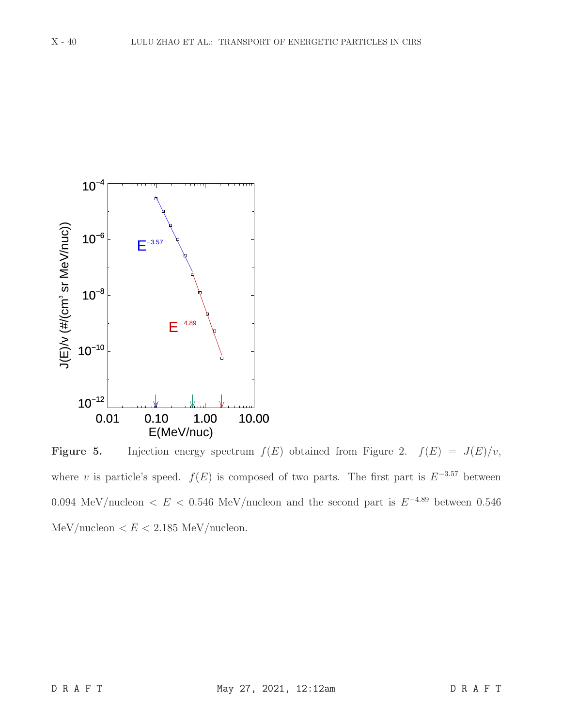$10^{-4}$

$10^{-6}$

$10^{-8}$

$10^{-10}$

$10^{-12}$

J(E)/v (#/(cm³ sr MeV/nuc))

$E^{-3.57}$

$E^{-4.89}$

0.01

0.10

1.00

10.00

E(MeV/nuc)

**Figure 5.** Injection energy spectrum $f(E)$ obtained from Figure 2. $f(E) = J(E)/v$, where $v$ is particle's speed. $f(E)$ is composed of two parts. The first part is $E^{-3.57}$ between 0.094 MeV/nucleon $< E <$ 0.546 MeV/nucleon and the second part is $E^{-4.89}$ between 0.546 MeV/nucleon $< E <$ 2.185 MeV/nucleon.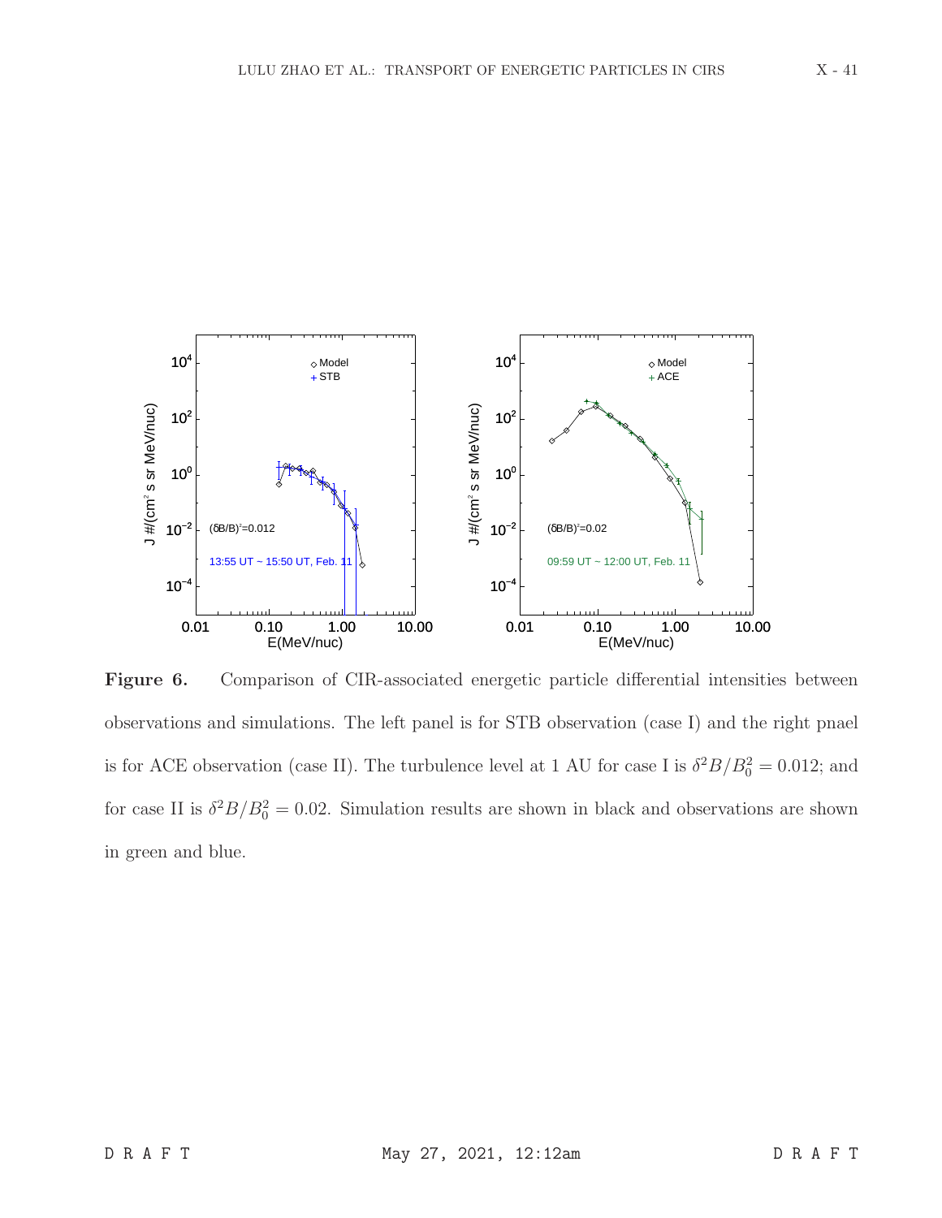J #/(cm² s sr MeV/nuc)

E(MeV/nuc)

◇ Model
+ STB

(δB/B)²=0.012

13:55 UT ~ 15:50 UT, Feb. 11

◇ Model
+ ACE

(δB/B)²=0.02

09:59 UT ~ 12:00 UT, Feb. 11

**Figure 6.** Comparison of CIR-associated energetic particle differential intensities between observations and simulations. The left panel is for STB observation (case I) and the right pnael is for ACE observation (case II). The turbulence level at 1 AU for case I is $\delta^2 B/B_0^2 = 0.012$; and for case II is $\delta^2 B/B_0^2 = 0.02$. Simulation results are shown in black and observations are shown in green and blue.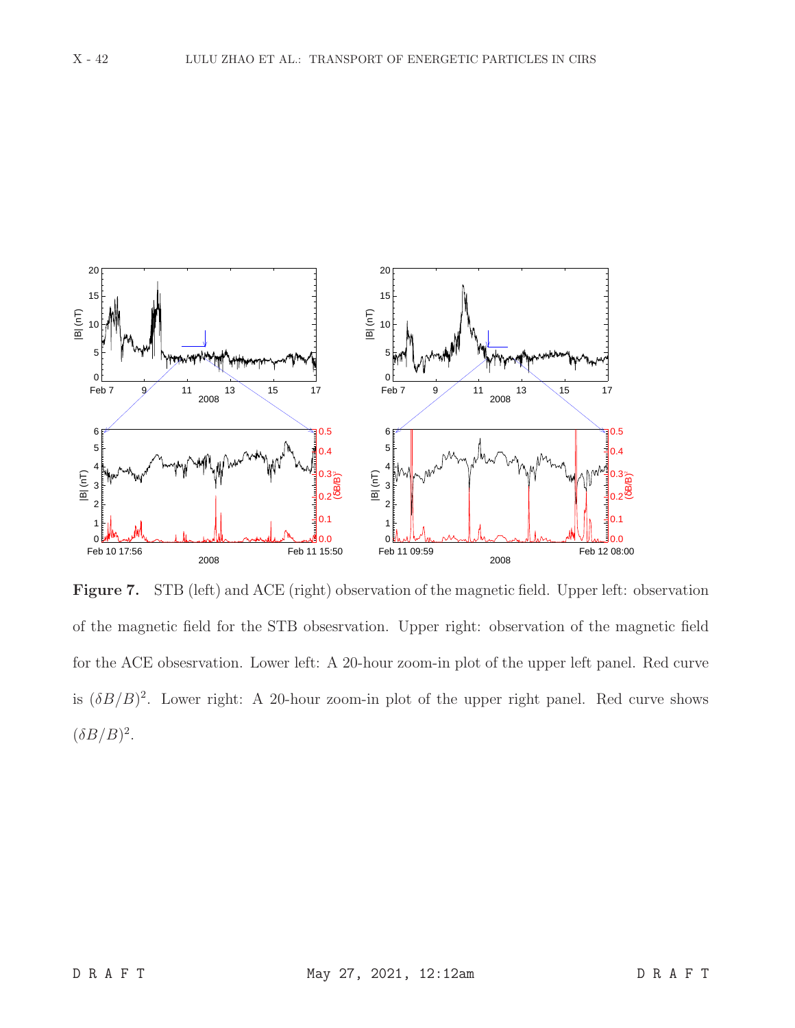20
15
10
5
0
|B| (nT)
Feb 7
9
11
13
15
17
2008

20
15
10
5
0
|B| (nT)
Feb 7
9
11
13
15
17
2008

6
5
4
3
2
1
0
|B| (nT)
0.5
0.4
0.3
0.2
0.1
0.0
$(\delta B/B)^2$
Feb 10 17:56
Feb 11 15:50
2008

6
5
4
3
2
1
0
|B| (nT)
0.5
0.4
0.3
0.2
0.1
0.0
$(\delta B/B)^2$
Feb 11 09:59
Feb 12 08:00
2008

**Figure 7.** STB (left) and ACE (right) observation of the magnetic field. Upper left: observation of the magnetic field for the STB obsesrvation. Upper right: observation of the magnetic field for the ACE obsesrvation. Lower left: A 20-hour zoom-in plot of the upper left panel. Red curve is $(\delta B/B)^2$. Lower right: A 20-hour zoom-in plot of the upper right panel. Red curve shows $(\delta B/B)^2$.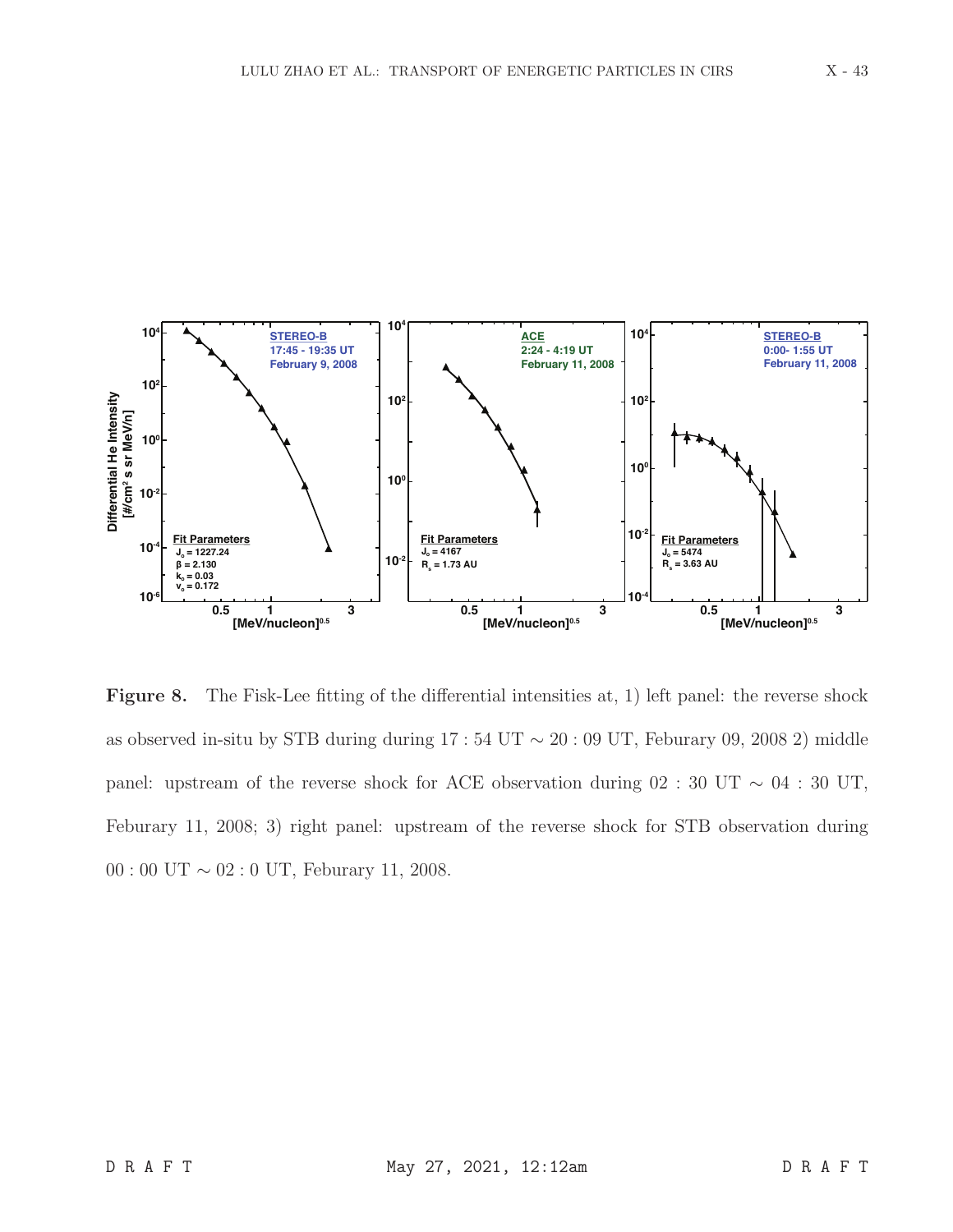STEREO-B
17:45 - 19:35 UT
February 9, 2008

Differential He Intensity [#/cm² s sr MeV/n]

Fit Parameters
$J_o$ = 1227.24
β = 2.130
$k_o$ = 0.03
$v_o$ = 0.172

[MeV/nucleon]$^{0.5}$

ACE
2:24 - 4:19 UT
February 11, 2008

Fit Parameters
$J_o$ = 4167
$R_s$ = 1.73 AU

[MeV/nucleon]$^{0.5}$

STEREO-B
0:00- 1:55 UT
February 11, 2008

Fit Parameters
$J_o$ = 5474
$R_s$ = 3.63 AU

[MeV/nucleon]$^{0.5}$

**Figure 8.** The Fisk-Lee fitting of the differential intensities at, 1) left panel: the reverse shock as observed in-situ by STB during during $17:54$ UT $\sim 20:09$ UT, Feburary 09, 2008 2) middle panel: upstream of the reverse shock for ACE observation during $02:30$ UT $\sim 04:30$ UT, Feburary 11, 2008; 3) right panel: upstream of the reverse shock for STB observation during $00:00$ UT $\sim 02:0$ UT, Feburary 11, 2008.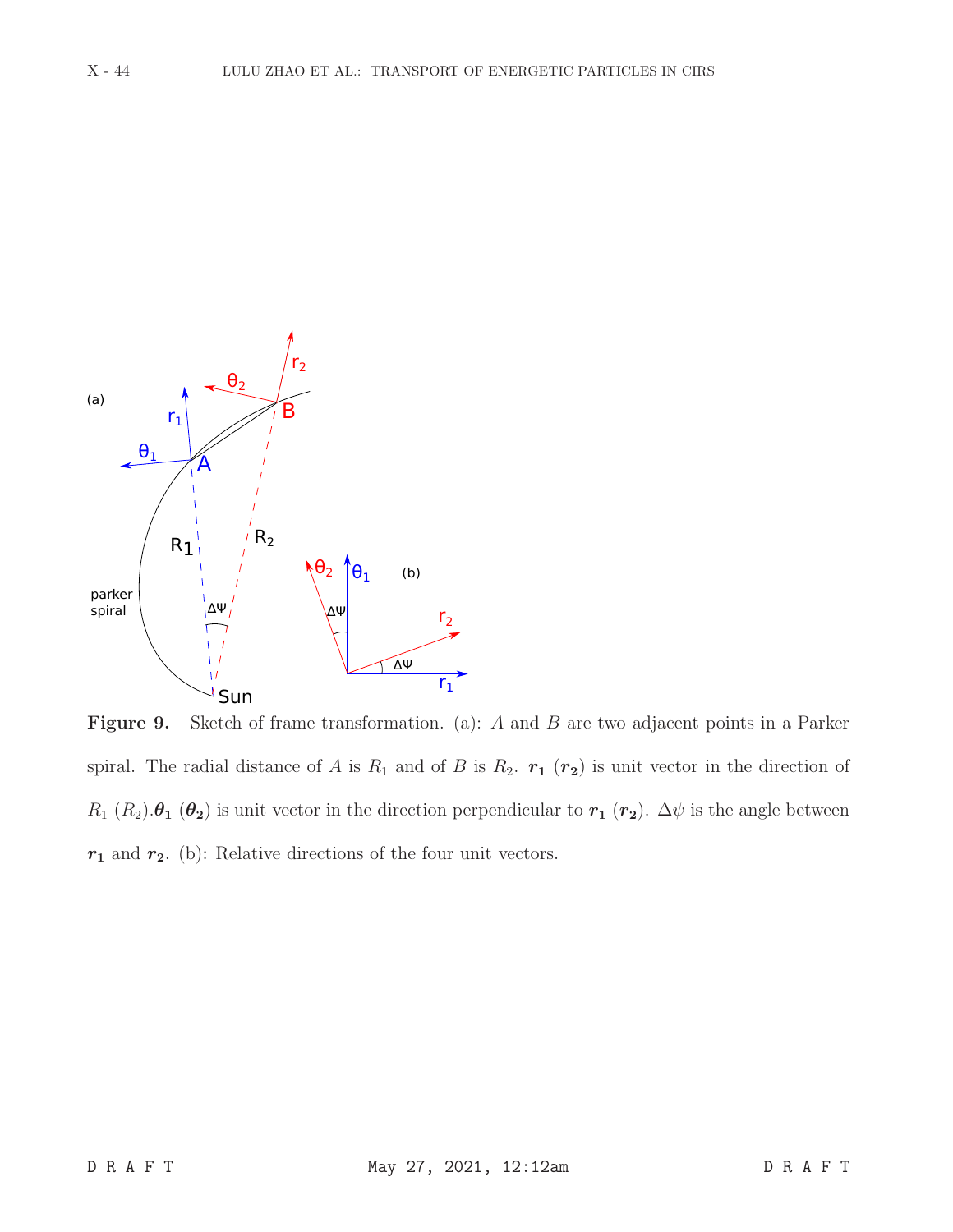(a)

$r_1$

$\theta_1$

A

$r_2$

$\theta_2$

B

$R_1$

$R_2$

parker spiral

$\Delta\Psi$

Sun

(b)

$\theta_2$

$\theta_1$

$\Delta\Psi$

$r_2$

$\Delta\Psi$

$r_1$

**Figure 9.** Sketch of frame transformation. (a): $A$ and $B$ are two adjacent points in a Parker spiral. The radial distance of $A$ is $R_1$ and of $B$ is $R_2$. $\boldsymbol{r_1}$ ($\boldsymbol{r_2}$) is unit vector in the direction of $R_1$ ($R_2$). $\boldsymbol{\theta_1}$ ($\boldsymbol{\theta_2}$) is unit vector in the direction perpendicular to $\boldsymbol{r_1}$ ($\boldsymbol{r_2}$). $\Delta\psi$ is the angle between $\boldsymbol{r_1}$ and $\boldsymbol{r_2}$. (b): Relative directions of the four unit vectors.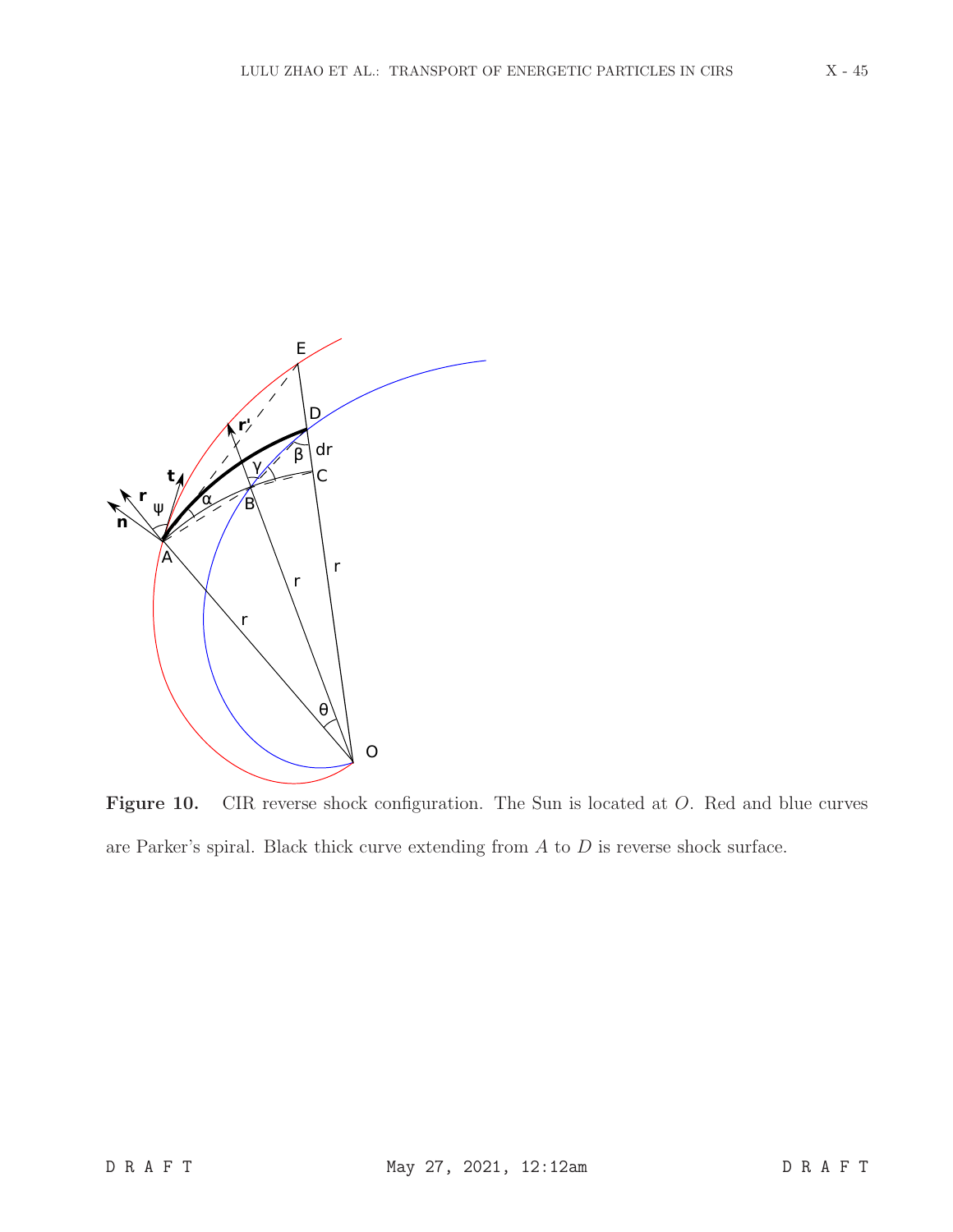E

D

r'

dr

t

γ

β

C

r

α

ψ

B

n

A

r

r

r

θ

O

**Figure 10.** CIR reverse shock configuration. The Sun is located at $O$. Red and blue curves are Parker's spiral. Black thick curve extending from $A$ to $D$ is reverse shock surface.